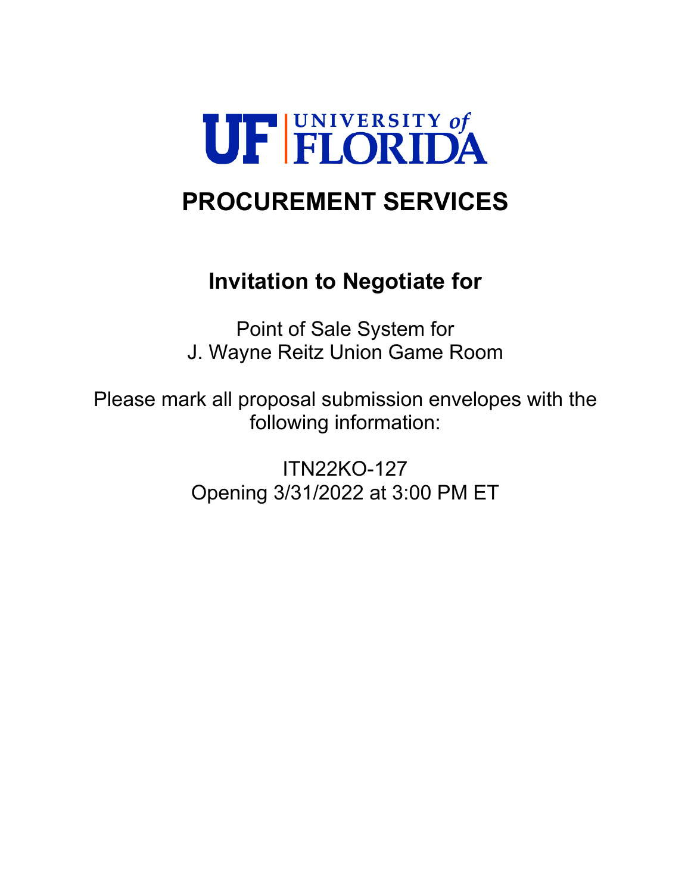UF | UNIVERSITY of FLORIDA

# PROCUREMENT SERVICES

## Invitation to Negotiate for

Point of Sale System for
J. Wayne Reitz Union Game Room

Please mark all proposal submission envelopes with the following information:

ITN22KO-127
Opening 3/31/2022 at 3:00 PM ET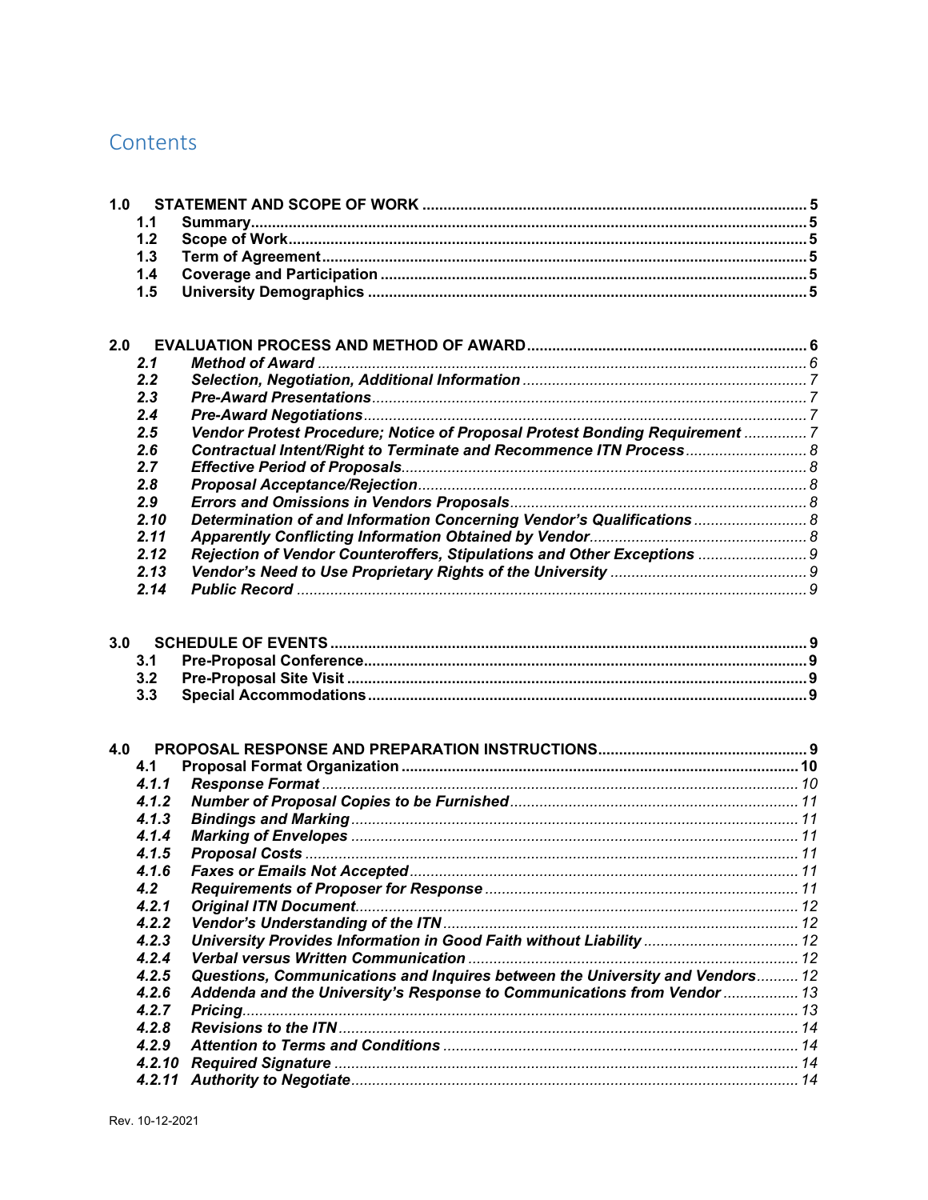# Contents

**1.0 STATEMENT AND SCOPE OF WORK** ..... 5
- **1.1 Summary** ..... 5
- **1.2 Scope of Work** ..... 5
- **1.3 Term of Agreement** ..... 5
- **1.4 Coverage and Participation** ..... 5
- **1.5 University Demographics** ..... 5

**2.0 EVALUATION PROCESS AND METHOD OF AWARD** ..... 6
- ***2.1 Method of Award*** ..... *6*
- ***2.2 Selection, Negotiation, Additional Information*** ..... *7*
- ***2.3 Pre-Award Presentations*** ..... *7*
- ***2.4 Pre-Award Negotiations*** ..... *7*
- ***2.5 Vendor Protest Procedure; Notice of Proposal Protest Bonding Requirement*** ..... *7*
- ***2.6 Contractual Intent/Right to Terminate and Recommence ITN Process*** ..... *8*
- ***2.7 Effective Period of Proposals*** ..... *8*
- ***2.8 Proposal Acceptance/Rejection*** ..... *8*
- ***2.9 Errors and Omissions in Vendors Proposals*** ..... *8*
- ***2.10 Determination of and Information Concerning Vendor's Qualifications*** ..... *8*
- ***2.11 Apparently Conflicting Information Obtained by Vendor*** ..... *8*
- ***2.12 Rejection of Vendor Counteroffers, Stipulations and Other Exceptions*** ..... *9*
- ***2.13 Vendor's Need to Use Proprietary Rights of the University*** ..... *9*
- ***2.14 Public Record*** ..... *9*

**3.0 SCHEDULE OF EVENTS** ..... 9
- **3.1 Pre-Proposal Conference** ..... 9
- **3.2 Pre-Proposal Site Visit** ..... 9
- **3.3 Special Accommodations** ..... 9

**4.0 PROPOSAL RESPONSE AND PREPARATION INSTRUCTIONS** ..... 9
- **4.1 Proposal Format Organization** ..... 10
- ***4.1.1 Response Format*** ..... *10*
- ***4.1.2 Number of Proposal Copies to be Furnished*** ..... *11*
- ***4.1.3 Bindings and Marking*** ..... *11*
- ***4.1.4 Marking of Envelopes*** ..... *11*
- ***4.1.5 Proposal Costs*** ..... *11*
- ***4.1.6 Faxes or Emails Not Accepted*** ..... *11*
- ***4.2 Requirements of Proposer for Response*** ..... *11*
- ***4.2.1 Original ITN Document*** ..... *12*
- ***4.2.2 Vendor's Understanding of the ITN*** ..... *12*
- ***4.2.3 University Provides Information in Good Faith without Liability*** ..... *12*
- ***4.2.4 Verbal versus Written Communication*** ..... *12*
- ***4.2.5 Questions, Communications and Inquires between the University and Vendors*** ..... *12*
- ***4.2.6 Addenda and the University's Response to Communications from Vendor*** ..... *13*
- ***4.2.7 Pricing*** ..... *13*
- ***4.2.8 Revisions to the ITN*** ..... *14*
- ***4.2.9 Attention to Terms and Conditions*** ..... *14*
- ***4.2.10 Required Signature*** ..... *14*
- ***4.2.11 Authority to Negotiate*** ..... *14*

Rev. 10-12-2021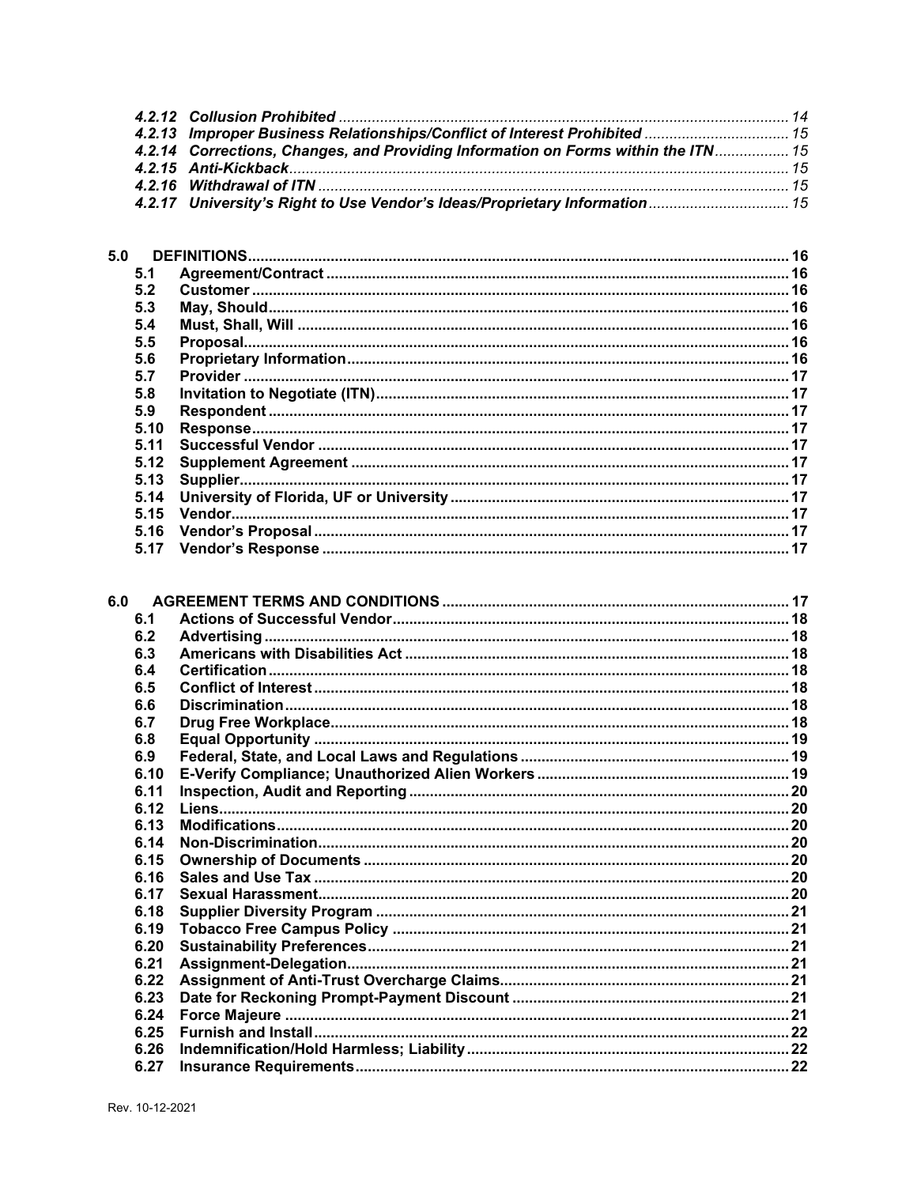*4.2.12 Collusion Prohibited* ........................................................................................................ 14
*4.2.13 Improper Business Relationships/Conflict of Interest Prohibited* .................................. 15
*4.2.14 Corrections, Changes, and Providing Information on Forms within the ITN* ................. 15
*4.2.15 Anti-Kickback* ................................................................................................................. 15
*4.2.16 Withdrawal of ITN* .......................................................................................................... 15
*4.2.17 University's Right to Use Vendor's Ideas/Proprietary Information* ................................. 15

**5.0 DEFINITIONS** ......................................................................................................................... 16
**5.1 Agreement/Contract** ............................................................................................................. 16
**5.2 Customer** .............................................................................................................................. 16
**5.3 May, Should** ......................................................................................................................... 16
**5.4 Must, Shall, Will** .................................................................................................................. 16
**5.5 Proposal** ............................................................................................................................... 16
**5.6 Proprietary Information** ........................................................................................................ 16
**5.7 Provider** ............................................................................................................................... 17
**5.8 Invitation to Negotiate (ITN)** ................................................................................................ 17
**5.9 Respondent** .......................................................................................................................... 17
**5.10 Response** ........................................................................................................................... 17
**5.11 Successful Vendor** ............................................................................................................. 17
**5.12 Supplement Agreement** ..................................................................................................... 17
**5.13 Supplier** .............................................................................................................................. 17
**5.14 University of Florida, UF or University** .............................................................................. 17
**5.15 Vendor** ................................................................................................................................ 17
**5.16 Vendor's Proposal** .............................................................................................................. 17
**5.17 Vendor's Response** ............................................................................................................ 17

**6.0 AGREEMENT TERMS AND CONDITIONS** ............................................................................ 17
**6.1 Actions of Successful Vendor** .............................................................................................. 18
**6.2 Advertising** ........................................................................................................................... 18
**6.3 Americans with Disabilities Act** ........................................................................................... 18
**6.4 Certification** ......................................................................................................................... 18
**6.5 Conflict of Interest** ............................................................................................................... 18
**6.6 Discrimination** ...................................................................................................................... 18
**6.7 Drug Free Workplace** ........................................................................................................... 18
**6.8 Equal Opportunity** ................................................................................................................ 19
**6.9 Federal, State, and Local Laws and Regulations** ................................................................ 19
**6.10 E-Verify Compliance; Unauthorized Alien Workers** ........................................................... 19
**6.11 Inspection, Audit and Reporting** ......................................................................................... 20
**6.12 Liens** ................................................................................................................................... 20
**6.13 Modifications** ...................................................................................................................... 20
**6.14 Non-Discrimination** ............................................................................................................. 20
**6.15 Ownership of Documents** ................................................................................................... 20
**6.16 Sales and Use Tax** ............................................................................................................. 20
**6.17 Sexual Harassment** ............................................................................................................ 20
**6.18 Supplier Diversity Program** ................................................................................................ 21
**6.19 Tobacco Free Campus Policy** ............................................................................................ 21
**6.20 Sustainability Preferences** .................................................................................................. 21
**6.21 Assignment-Delegation** ...................................................................................................... 21
**6.22 Assignment of Anti-Trust Overcharge Claims** .................................................................... 21
**6.23 Date for Reckoning Prompt-Payment Discount** ................................................................. 21
**6.24 Force Majeure** .................................................................................................................... 21
**6.25 Furnish and Install** .............................................................................................................. 22
**6.26 Indemnification/Hold Harmless; Liability** ........................................................................... 22
**6.27 Insurance Requirements** .................................................................................................... 22

Rev. 10-12-2021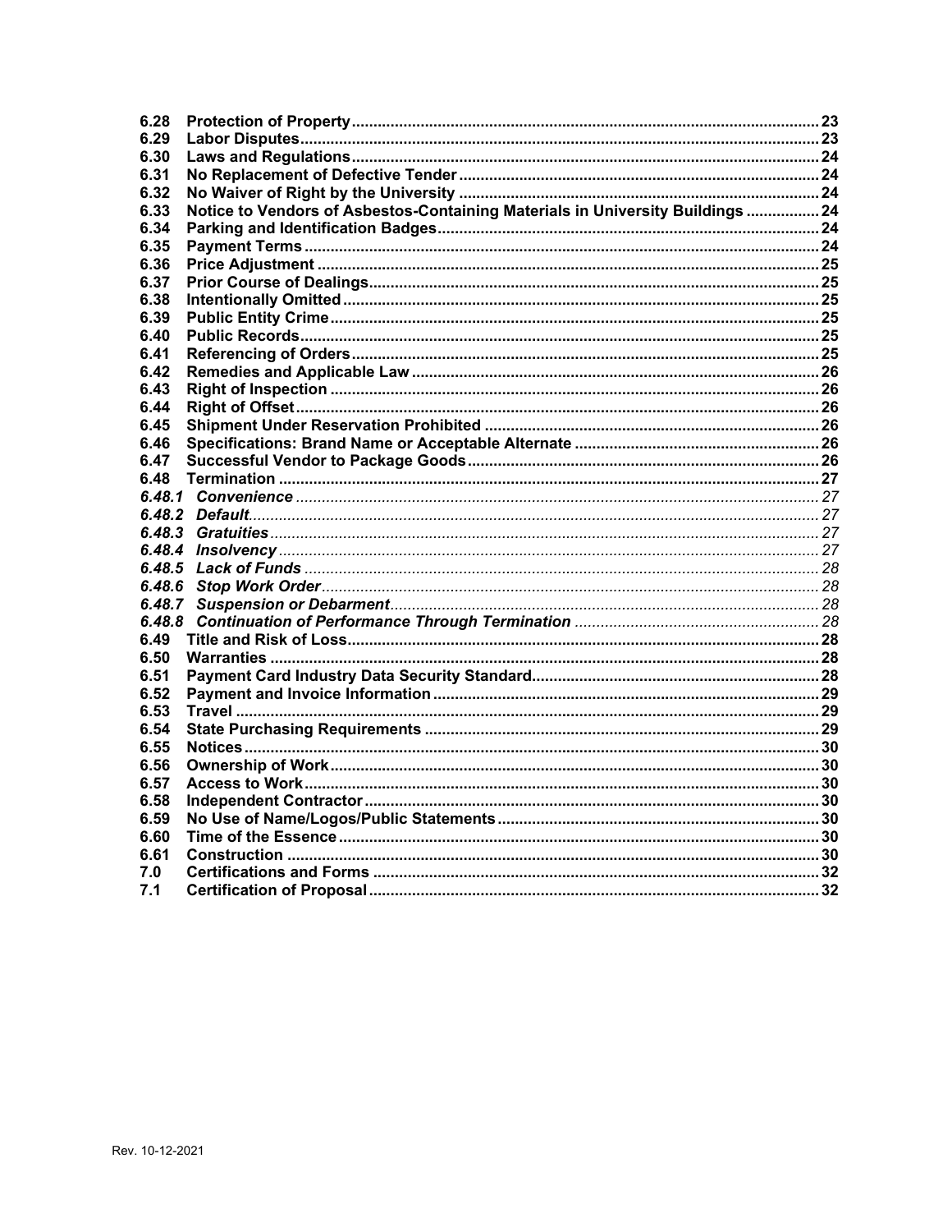| | | |
|---|---|---|
| **6.28** | **Protection of Property** | **23** |
| **6.29** | **Labor Disputes** | **23** |
| **6.30** | **Laws and Regulations** | **24** |
| **6.31** | **No Replacement of Defective Tender** | **24** |
| **6.32** | **No Waiver of Right by the University** | **24** |
| **6.33** | **Notice to Vendors of Asbestos-Containing Materials in University Buildings** | **24** |
| **6.34** | **Parking and Identification Badges** | **24** |
| **6.35** | **Payment Terms** | **24** |
| **6.36** | **Price Adjustment** | **25** |
| **6.37** | **Prior Course of Dealings** | **25** |
| **6.38** | **Intentionally Omitted** | **25** |
| **6.39** | **Public Entity Crime** | **25** |
| **6.40** | **Public Records** | **25** |
| **6.41** | **Referencing of Orders** | **25** |
| **6.42** | **Remedies and Applicable Law** | **26** |
| **6.43** | **Right of Inspection** | **26** |
| **6.44** | **Right of Offset** | **26** |
| **6.45** | **Shipment Under Reservation Prohibited** | **26** |
| **6.46** | **Specifications: Brand Name or Acceptable Alternate** | **26** |
| **6.47** | **Successful Vendor to Package Goods** | **26** |
| **6.48** | **Termination** | **27** |
| ***6.48.1*** | ***Convenience*** | *27* |
| ***6.48.2*** | ***Default*** | *27* |
| ***6.48.3*** | ***Gratuities*** | *27* |
| ***6.48.4*** | ***Insolvency*** | *27* |
| ***6.48.5*** | ***Lack of Funds*** | *28* |
| ***6.48.6*** | ***Stop Work Order*** | *28* |
| ***6.48.7*** | ***Suspension or Debarment*** | *28* |
| ***6.48.8*** | ***Continuation of Performance Through Termination*** | *28* |
| **6.49** | **Title and Risk of Loss** | **28** |
| **6.50** | **Warranties** | **28** |
| **6.51** | **Payment Card Industry Data Security Standard** | **28** |
| **6.52** | **Payment and Invoice Information** | **29** |
| **6.53** | **Travel** | **29** |
| **6.54** | **State Purchasing Requirements** | **29** |
| **6.55** | **Notices** | **30** |
| **6.56** | **Ownership of Work** | **30** |
| **6.57** | **Access to Work** | **30** |
| **6.58** | **Independent Contractor** | **30** |
| **6.59** | **No Use of Name/Logos/Public Statements** | **30** |
| **6.60** | **Time of the Essence** | **30** |
| **6.61** | **Construction** | **30** |
| **7.0** | **Certifications and Forms** | **32** |
| **7.1** | **Certification of Proposal** | **32** |

Rev. 10-12-2021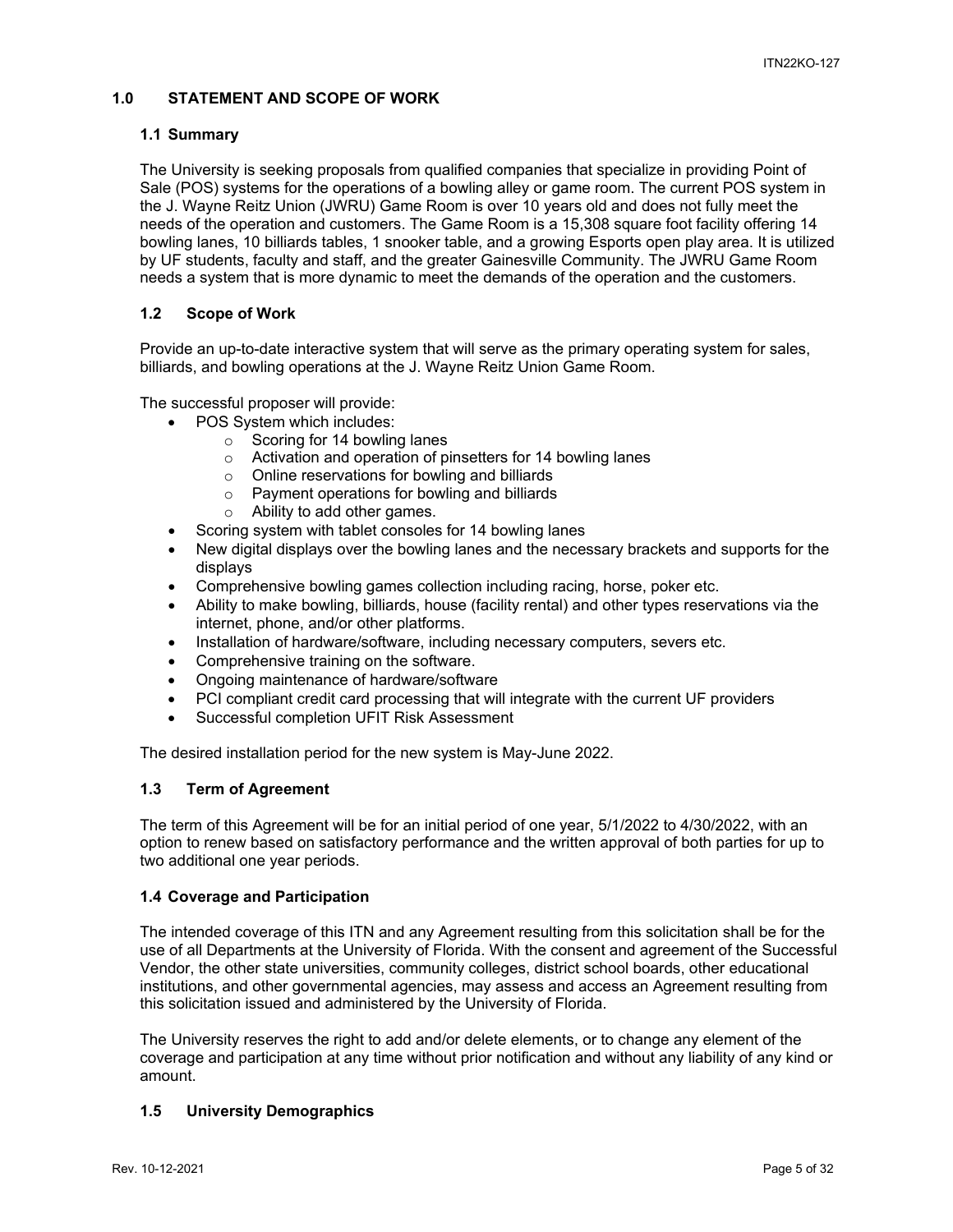## 1.0 STATEMENT AND SCOPE OF WORK

### 1.1 Summary

The University is seeking proposals from qualified companies that specialize in providing Point of Sale (POS) systems for the operations of a bowling alley or game room. The current POS system in the J. Wayne Reitz Union (JWRU) Game Room is over 10 years old and does not fully meet the needs of the operation and customers. The Game Room is a 15,308 square foot facility offering 14 bowling lanes, 10 billiards tables, 1 snooker table, and a growing Esports open play area. It is utilized by UF students, faculty and staff, and the greater Gainesville Community. The JWRU Game Room needs a system that is more dynamic to meet the demands of the operation and the customers.

### 1.2 Scope of Work

Provide an up-to-date interactive system that will serve as the primary operating system for sales, billiards, and bowling operations at the J. Wayne Reitz Union Game Room.

The successful proposer will provide:

- POS System which includes:
  - Scoring for 14 bowling lanes
  - Activation and operation of pinsetters for 14 bowling lanes
  - Online reservations for bowling and billiards
  - Payment operations for bowling and billiards
  - Ability to add other games.
- Scoring system with tablet consoles for 14 bowling lanes
- New digital displays over the bowling lanes and the necessary brackets and supports for the displays
- Comprehensive bowling games collection including racing, horse, poker etc.
- Ability to make bowling, billiards, house (facility rental) and other types reservations via the internet, phone, and/or other platforms.
- Installation of hardware/software, including necessary computers, severs etc.
- Comprehensive training on the software.
- Ongoing maintenance of hardware/software
- PCI compliant credit card processing that will integrate with the current UF providers
- Successful completion UFIT Risk Assessment

The desired installation period for the new system is May-June 2022.

### 1.3 Term of Agreement

The term of this Agreement will be for an initial period of one year, 5/1/2022 to 4/30/2022, with an option to renew based on satisfactory performance and the written approval of both parties for up to two additional one year periods.

### 1.4 Coverage and Participation

The intended coverage of this ITN and any Agreement resulting from this solicitation shall be for the use of all Departments at the University of Florida. With the consent and agreement of the Successful Vendor, the other state universities, community colleges, district school boards, other educational institutions, and other governmental agencies, may assess and access an Agreement resulting from this solicitation issued and administered by the University of Florida.

The University reserves the right to add and/or delete elements, or to change any element of the coverage and participation at any time without prior notification and without any liability of any kind or amount.

### 1.5 University Demographics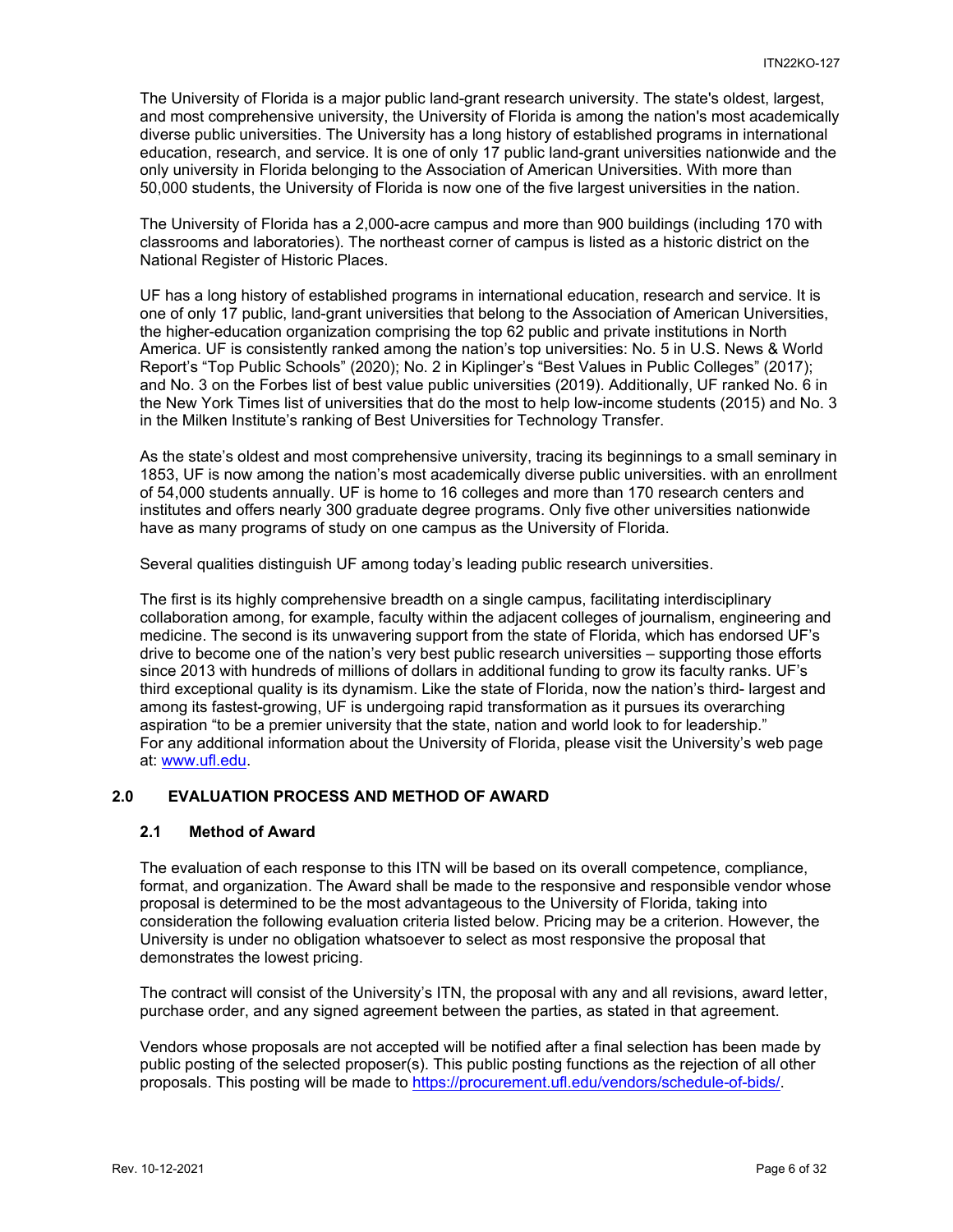The University of Florida is a major public land-grant research university. The state's oldest, largest, and most comprehensive university, the University of Florida is among the nation's most academically diverse public universities. The University has a long history of established programs in international education, research, and service. It is one of only 17 public land-grant universities nationwide and the only university in Florida belonging to the Association of American Universities. With more than 50,000 students, the University of Florida is now one of the five largest universities in the nation.

The University of Florida has a 2,000-acre campus and more than 900 buildings (including 170 with classrooms and laboratories). The northeast corner of campus is listed as a historic district on the National Register of Historic Places.

UF has a long history of established programs in international education, research and service. It is one of only 17 public, land-grant universities that belong to the Association of American Universities, the higher-education organization comprising the top 62 public and private institutions in North America. UF is consistently ranked among the nation's top universities: No. 5 in U.S. News & World Report's "Top Public Schools" (2020); No. 2 in Kiplinger's "Best Values in Public Colleges" (2017); and No. 3 on the Forbes list of best value public universities (2019). Additionally, UF ranked No. 6 in the New York Times list of universities that do the most to help low-income students (2015) and No. 3 in the Milken Institute's ranking of Best Universities for Technology Transfer.

As the state's oldest and most comprehensive university, tracing its beginnings to a small seminary in 1853, UF is now among the nation's most academically diverse public universities. with an enrollment of 54,000 students annually. UF is home to 16 colleges and more than 170 research centers and institutes and offers nearly 300 graduate degree programs. Only five other universities nationwide have as many programs of study on one campus as the University of Florida.

Several qualities distinguish UF among today's leading public research universities.

The first is its highly comprehensive breadth on a single campus, facilitating interdisciplinary collaboration among, for example, faculty within the adjacent colleges of journalism, engineering and medicine. The second is its unwavering support from the state of Florida, which has endorsed UF's drive to become one of the nation's very best public research universities – supporting those efforts since 2013 with hundreds of millions of dollars in additional funding to grow its faculty ranks. UF's third exceptional quality is its dynamism. Like the state of Florida, now the nation's third- largest and among its fastest-growing, UF is undergoing rapid transformation as it pursues its overarching aspiration "to be a premier university that the state, nation and world look to for leadership." For any additional information about the University of Florida, please visit the University's web page at: www.ufl.edu.

## 2.0 EVALUATION PROCESS AND METHOD OF AWARD

### 2.1 Method of Award

The evaluation of each response to this ITN will be based on its overall competence, compliance, format, and organization. The Award shall be made to the responsive and responsible vendor whose proposal is determined to be the most advantageous to the University of Florida, taking into consideration the following evaluation criteria listed below. Pricing may be a criterion. However, the University is under no obligation whatsoever to select as most responsive the proposal that demonstrates the lowest pricing.

The contract will consist of the University's ITN, the proposal with any and all revisions, award letter, purchase order, and any signed agreement between the parties, as stated in that agreement.

Vendors whose proposals are not accepted will be notified after a final selection has been made by public posting of the selected proposer(s). This public posting functions as the rejection of all other proposals. This posting will be made to https://procurement.ufl.edu/vendors/schedule-of-bids/.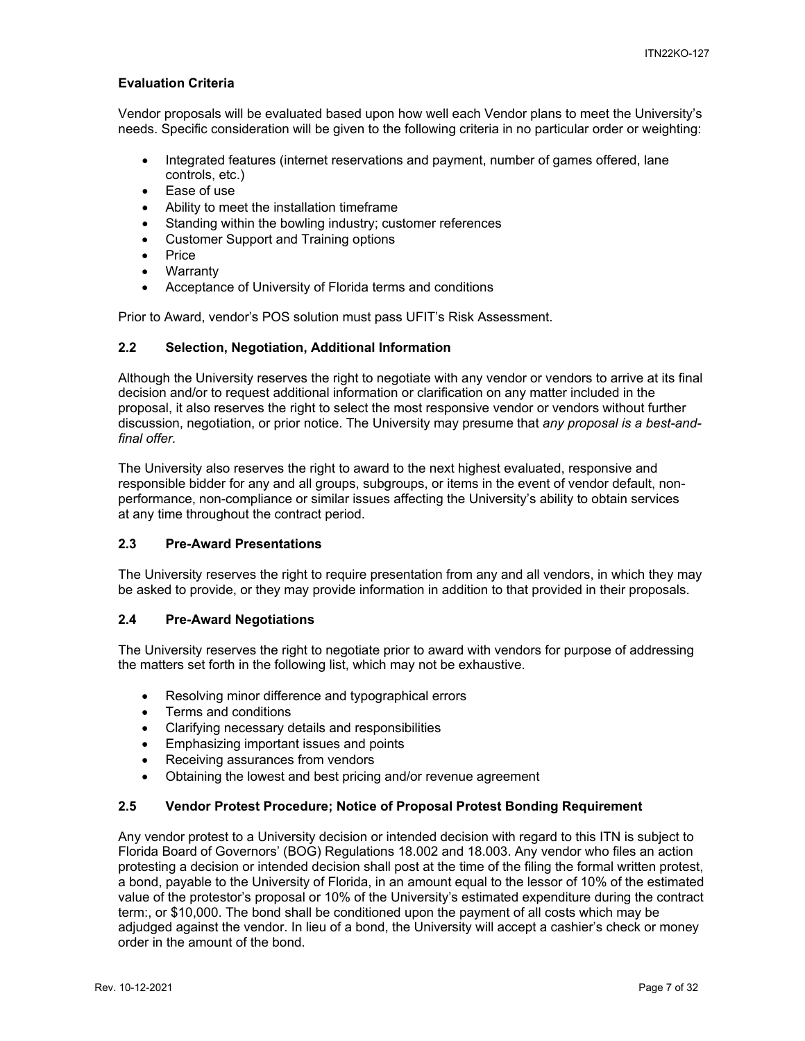**Evaluation Criteria**

Vendor proposals will be evaluated based upon how well each Vendor plans to meet the University's needs. Specific consideration will be given to the following criteria in no particular order or weighting:

- Integrated features (internet reservations and payment, number of games offered, lane controls, etc.)
- Ease of use
- Ability to meet the installation timeframe
- Standing within the bowling industry; customer references
- Customer Support and Training options
- Price
- Warranty
- Acceptance of University of Florida terms and conditions

Prior to Award, vendor's POS solution must pass UFIT's Risk Assessment.

### 2.2 Selection, Negotiation, Additional Information

Although the University reserves the right to negotiate with any vendor or vendors to arrive at its final decision and/or to request additional information or clarification on any matter included in the proposal, it also reserves the right to select the most responsive vendor or vendors without further discussion, negotiation, or prior notice. The University may presume that *any proposal is a best-and-final offer*.

The University also reserves the right to award to the next highest evaluated, responsive and responsible bidder for any and all groups, subgroups, or items in the event of vendor default, non-performance, non-compliance or similar issues affecting the University's ability to obtain services at any time throughout the contract period.

### 2.3 Pre-Award Presentations

The University reserves the right to require presentation from any and all vendors, in which they may be asked to provide, or they may provide information in addition to that provided in their proposals.

### 2.4 Pre-Award Negotiations

The University reserves the right to negotiate prior to award with vendors for purpose of addressing the matters set forth in the following list, which may not be exhaustive.

- Resolving minor difference and typographical errors
- Terms and conditions
- Clarifying necessary details and responsibilities
- Emphasizing important issues and points
- Receiving assurances from vendors
- Obtaining the lowest and best pricing and/or revenue agreement

### 2.5 Vendor Protest Procedure; Notice of Proposal Protest Bonding Requirement

Any vendor protest to a University decision or intended decision with regard to this ITN is subject to Florida Board of Governors' (BOG) Regulations 18.002 and 18.003. Any vendor who files an action protesting a decision or intended decision shall post at the time of the filing the formal written protest, a bond, payable to the University of Florida, in an amount equal to the lessor of 10% of the estimated value of the protestor's proposal or 10% of the University's estimated expenditure during the contract term:, or $10,000. The bond shall be conditioned upon the payment of all costs which may be adjudged against the vendor. In lieu of a bond, the University will accept a cashier's check or money order in the amount of the bond.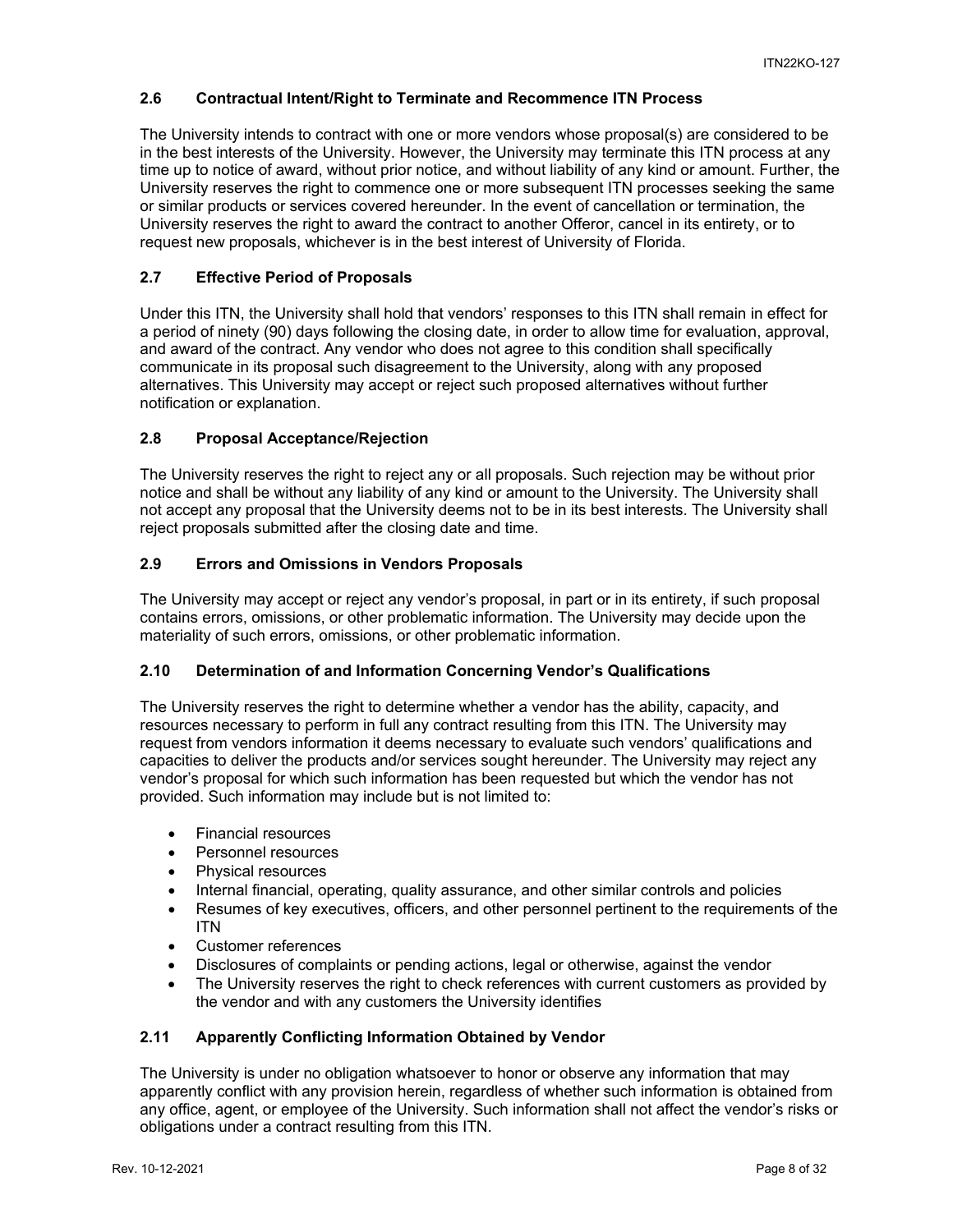### 2.6 Contractual Intent/Right to Terminate and Recommence ITN Process

The University intends to contract with one or more vendors whose proposal(s) are considered to be in the best interests of the University. However, the University may terminate this ITN process at any time up to notice of award, without prior notice, and without liability of any kind or amount. Further, the University reserves the right to commence one or more subsequent ITN processes seeking the same or similar products or services covered hereunder. In the event of cancellation or termination, the University reserves the right to award the contract to another Offeror, cancel in its entirety, or to request new proposals, whichever is in the best interest of University of Florida.

### 2.7 Effective Period of Proposals

Under this ITN, the University shall hold that vendors' responses to this ITN shall remain in effect for a period of ninety (90) days following the closing date, in order to allow time for evaluation, approval, and award of the contract. Any vendor who does not agree to this condition shall specifically communicate in its proposal such disagreement to the University, along with any proposed alternatives. This University may accept or reject such proposed alternatives without further notification or explanation.

### 2.8 Proposal Acceptance/Rejection

The University reserves the right to reject any or all proposals. Such rejection may be without prior notice and shall be without any liability of any kind or amount to the University. The University shall not accept any proposal that the University deems not to be in its best interests. The University shall reject proposals submitted after the closing date and time.

### 2.9 Errors and Omissions in Vendors Proposals

The University may accept or reject any vendor's proposal, in part or in its entirety, if such proposal contains errors, omissions, or other problematic information. The University may decide upon the materiality of such errors, omissions, or other problematic information.

### 2.10 Determination of and Information Concerning Vendor's Qualifications

The University reserves the right to determine whether a vendor has the ability, capacity, and resources necessary to perform in full any contract resulting from this ITN. The University may request from vendors information it deems necessary to evaluate such vendors' qualifications and capacities to deliver the products and/or services sought hereunder. The University may reject any vendor's proposal for which such information has been requested but which the vendor has not provided. Such information may include but is not limited to:

- Financial resources
- Personnel resources
- Physical resources
- Internal financial, operating, quality assurance, and other similar controls and policies
- Resumes of key executives, officers, and other personnel pertinent to the requirements of the ITN
- Customer references
- Disclosures of complaints or pending actions, legal or otherwise, against the vendor
- The University reserves the right to check references with current customers as provided by the vendor and with any customers the University identifies

### 2.11 Apparently Conflicting Information Obtained by Vendor

The University is under no obligation whatsoever to honor or observe any information that may apparently conflict with any provision herein, regardless of whether such information is obtained from any office, agent, or employee of the University. Such information shall not affect the vendor's risks or obligations under a contract resulting from this ITN.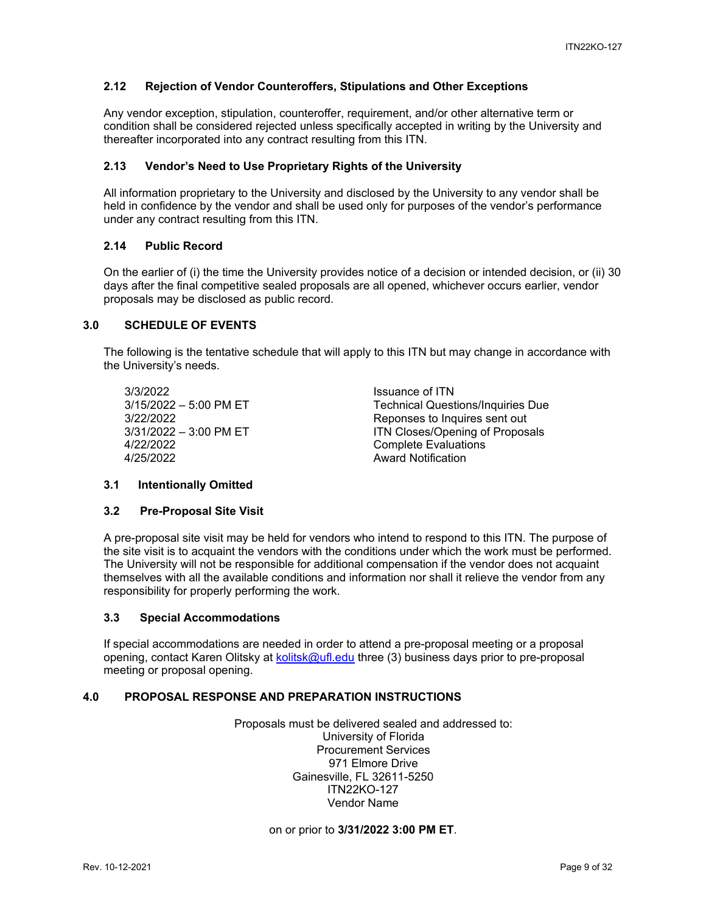### 2.12 Rejection of Vendor Counteroffers, Stipulations and Other Exceptions

Any vendor exception, stipulation, counteroffer, requirement, and/or other alternative term or condition shall be considered rejected unless specifically accepted in writing by the University and thereafter incorporated into any contract resulting from this ITN.

### 2.13 Vendor's Need to Use Proprietary Rights of the University

All information proprietary to the University and disclosed by the University to any vendor shall be held in confidence by the vendor and shall be used only for purposes of the vendor's performance under any contract resulting from this ITN.

### 2.14 Public Record

On the earlier of (i) the time the University provides notice of a decision or intended decision, or (ii) 30 days after the final competitive sealed proposals are all opened, whichever occurs earlier, vendor proposals may be disclosed as public record.

## 3.0 SCHEDULE OF EVENTS

The following is the tentative schedule that will apply to this ITN but may change in accordance with the University's needs.

| | |
|---|---|
| 3/3/2022 | Issuance of ITN |
| 3/15/2022 – 5:00 PM ET | Technical Questions/Inquiries Due |
| 3/22/2022 | Reponses to Inquires sent out |
| 3/31/2022 – 3:00 PM ET | ITN Closes/Opening of Proposals |
| 4/22/2022 | Complete Evaluations |
| 4/25/2022 | Award Notification |

### 3.1 Intentionally Omitted

### 3.2 Pre-Proposal Site Visit

A pre-proposal site visit may be held for vendors who intend to respond to this ITN. The purpose of the site visit is to acquaint the vendors with the conditions under which the work must be performed. The University will not be responsible for additional compensation if the vendor does not acquaint themselves with all the available conditions and information nor shall it relieve the vendor from any responsibility for properly performing the work.

### 3.3 Special Accommodations

If special accommodations are needed in order to attend a pre-proposal meeting or a proposal opening, contact Karen Olitsky at kolitsk@ufl.edu three (3) business days prior to pre-proposal meeting or proposal opening.

## 4.0 PROPOSAL RESPONSE AND PREPARATION INSTRUCTIONS

Proposals must be delivered sealed and addressed to:
University of Florida
Procurement Services
971 Elmore Drive
Gainesville, FL 32611-5250
ITN22KO-127
Vendor Name

on or prior to **3/31/2022 3:00 PM ET**.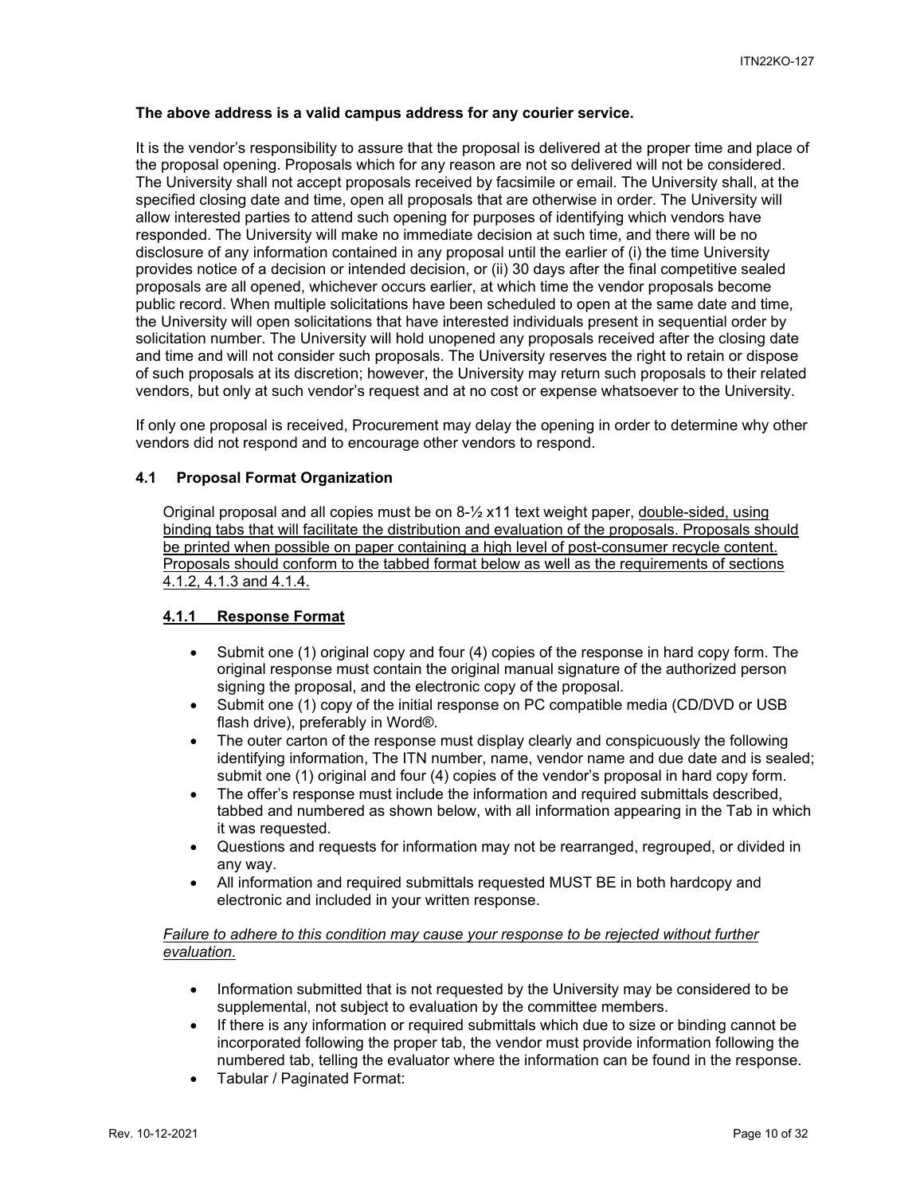**The above address is a valid campus address for any courier service.**

It is the vendor's responsibility to assure that the proposal is delivered at the proper time and place of the proposal opening. Proposals which for any reason are not so delivered will not be considered. The University shall not accept proposals received by facsimile or email. The University shall, at the specified closing date and time, open all proposals that are otherwise in order. The University will allow interested parties to attend such opening for purposes of identifying which vendors have responded. The University will make no immediate decision at such time, and there will be no disclosure of any information contained in any proposal until the earlier of (i) the time University provides notice of a decision or intended decision, or (ii) 30 days after the final competitive sealed proposals are all opened, whichever occurs earlier, at which time the vendor proposals become public record. When multiple solicitations have been scheduled to open at the same date and time, the University will open solicitations that have interested individuals present in sequential order by solicitation number. The University will hold unopened any proposals received after the closing date and time and will not consider such proposals. The University reserves the right to retain or dispose of such proposals at its discretion; however, the University may return such proposals to their related vendors, but only at such vendor's request and at no cost or expense whatsoever to the University.

If only one proposal is received, Procurement may delay the opening in order to determine why other vendors did not respond and to encourage other vendors to respond.

### 4.1 Proposal Format Organization

Original proposal and all copies must be on 8-½ x11 text weight paper, double-sided, using binding tabs that will facilitate the distribution and evaluation of the proposals. Proposals should be printed when possible on paper containing a high level of post-consumer recycle content. Proposals should conform to the tabbed format below as well as the requirements of sections 4.1.2, 4.1.3 and 4.1.4.

#### 4.1.1 Response Format

- Submit one (1) original copy and four (4) copies of the response in hard copy form. The original response must contain the original manual signature of the authorized person signing the proposal, and the electronic copy of the proposal.
- Submit one (1) copy of the initial response on PC compatible media (CD/DVD or USB flash drive), preferably in Word®.
- The outer carton of the response must display clearly and conspicuously the following identifying information, The ITN number, name, vendor name and due date and is sealed; submit one (1) original and four (4) copies of the vendor's proposal in hard copy form.
- The offer's response must include the information and required submittals described, tabbed and numbered as shown below, with all information appearing in the Tab in which it was requested.
- Questions and requests for information may not be rearranged, regrouped, or divided in any way.
- All information and required submittals requested MUST BE in both hardcopy and electronic and included in your written response.

*Failure to adhere to this condition may cause your response to be rejected without further evaluation.*

- Information submitted that is not requested by the University may be considered to be supplemental, not subject to evaluation by the committee members.
- If there is any information or required submittals which due to size or binding cannot be incorporated following the proper tab, the vendor must provide information following the numbered tab, telling the evaluator where the information can be found in the response.
- Tabular / Paginated Format: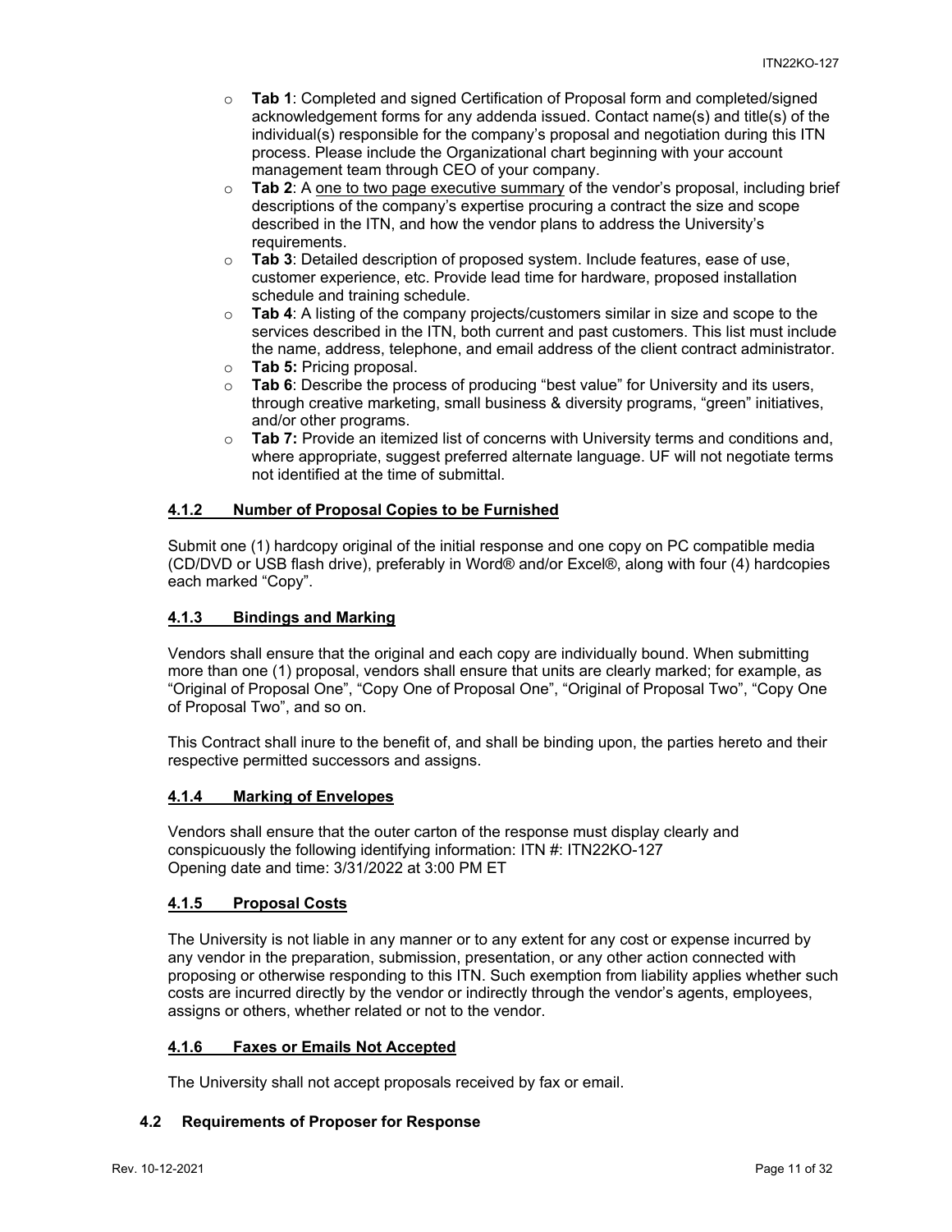- **Tab 1**: Completed and signed Certification of Proposal form and completed/signed acknowledgement forms for any addenda issued. Contact name(s) and title(s) of the individual(s) responsible for the company's proposal and negotiation during this ITN process. Please include the Organizational chart beginning with your account management team through CEO of your company.
- **Tab 2**: A one to two page executive summary of the vendor's proposal, including brief descriptions of the company's expertise procuring a contract the size and scope described in the ITN, and how the vendor plans to address the University's requirements.
- **Tab 3**: Detailed description of proposed system. Include features, ease of use, customer experience, etc. Provide lead time for hardware, proposed installation schedule and training schedule.
- **Tab 4**: A listing of the company projects/customers similar in size and scope to the services described in the ITN, both current and past customers. This list must include the name, address, telephone, and email address of the client contract administrator.
- **Tab 5:** Pricing proposal.
- **Tab 6**: Describe the process of producing "best value" for University and its users, through creative marketing, small business & diversity programs, "green" initiatives, and/or other programs.
- **Tab 7:** Provide an itemized list of concerns with University terms and conditions and, where appropriate, suggest preferred alternate language. UF will not negotiate terms not identified at the time of submittal.

#### 4.1.2 Number of Proposal Copies to be Furnished

Submit one (1) hardcopy original of the initial response and one copy on PC compatible media (CD/DVD or USB flash drive), preferably in Word® and/or Excel®, along with four (4) hardcopies each marked "Copy".

#### 4.1.3 Bindings and Marking

Vendors shall ensure that the original and each copy are individually bound. When submitting more than one (1) proposal, vendors shall ensure that units are clearly marked; for example, as "Original of Proposal One", "Copy One of Proposal One", "Original of Proposal Two", "Copy One of Proposal Two", and so on.

This Contract shall inure to the benefit of, and shall be binding upon, the parties hereto and their respective permitted successors and assigns.

#### 4.1.4 Marking of Envelopes

Vendors shall ensure that the outer carton of the response must display clearly and conspicuously the following identifying information: ITN #: ITN22KO-127
Opening date and time: 3/31/2022 at 3:00 PM ET

#### 4.1.5 Proposal Costs

The University is not liable in any manner or to any extent for any cost or expense incurred by any vendor in the preparation, submission, presentation, or any other action connected with proposing or otherwise responding to this ITN. Such exemption from liability applies whether such costs are incurred directly by the vendor or indirectly through the vendor's agents, employees, assigns or others, whether related or not to the vendor.

#### 4.1.6 Faxes or Emails Not Accepted

The University shall not accept proposals received by fax or email.

### 4.2 Requirements of Proposer for Response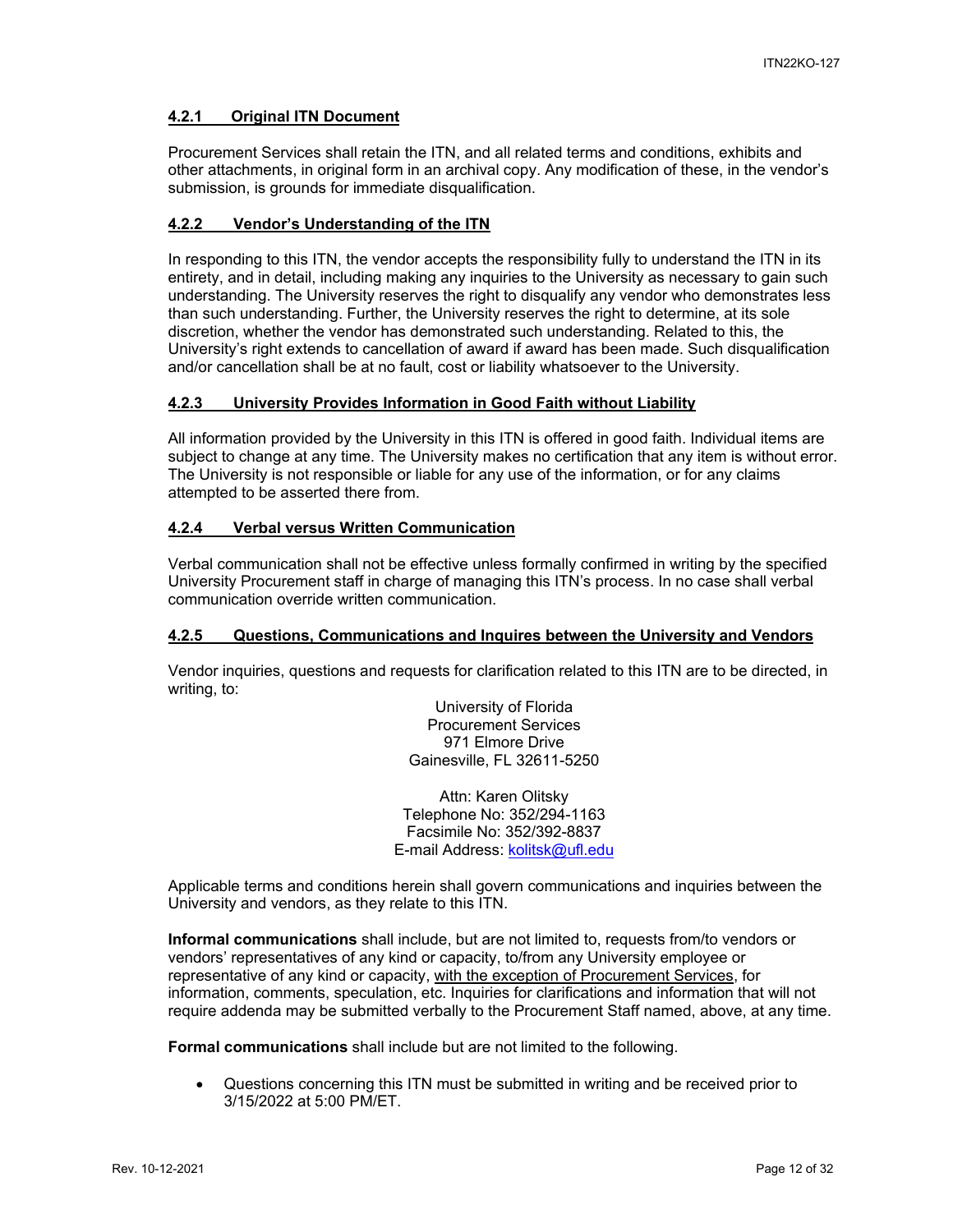#### 4.2.1 Original ITN Document

Procurement Services shall retain the ITN, and all related terms and conditions, exhibits and other attachments, in original form in an archival copy. Any modification of these, in the vendor's submission, is grounds for immediate disqualification.

#### 4.2.2 Vendor's Understanding of the ITN

In responding to this ITN, the vendor accepts the responsibility fully to understand the ITN in its entirety, and in detail, including making any inquiries to the University as necessary to gain such understanding. The University reserves the right to disqualify any vendor who demonstrates less than such understanding. Further, the University reserves the right to determine, at its sole discretion, whether the vendor has demonstrated such understanding. Related to this, the University's right extends to cancellation of award if award has been made. Such disqualification and/or cancellation shall be at no fault, cost or liability whatsoever to the University.

#### 4.2.3 University Provides Information in Good Faith without Liability

All information provided by the University in this ITN is offered in good faith. Individual items are subject to change at any time. The University makes no certification that any item is without error. The University is not responsible or liable for any use of the information, or for any claims attempted to be asserted there from.

#### 4.2.4 Verbal versus Written Communication

Verbal communication shall not be effective unless formally confirmed in writing by the specified University Procurement staff in charge of managing this ITN's process. In no case shall verbal communication override written communication.

#### 4.2.5 Questions, Communications and Inquires between the University and Vendors

Vendor inquiries, questions and requests for clarification related to this ITN are to be directed, in writing, to:

University of Florida
Procurement Services
971 Elmore Drive
Gainesville, FL 32611-5250

Attn: Karen Olitsky
Telephone No: 352/294-1163
Facsimile No: 352/392-8837
E-mail Address: kolitsk@ufl.edu

Applicable terms and conditions herein shall govern communications and inquiries between the University and vendors, as they relate to this ITN.

**Informal communications** shall include, but are not limited to, requests from/to vendors or vendors' representatives of any kind or capacity, to/from any University employee or representative of any kind or capacity, with the exception of Procurement Services, for information, comments, speculation, etc. Inquiries for clarifications and information that will not require addenda may be submitted verbally to the Procurement Staff named, above, at any time.

**Formal communications** shall include but are not limited to the following.

- Questions concerning this ITN must be submitted in writing and be received prior to 3/15/2022 at 5:00 PM/ET.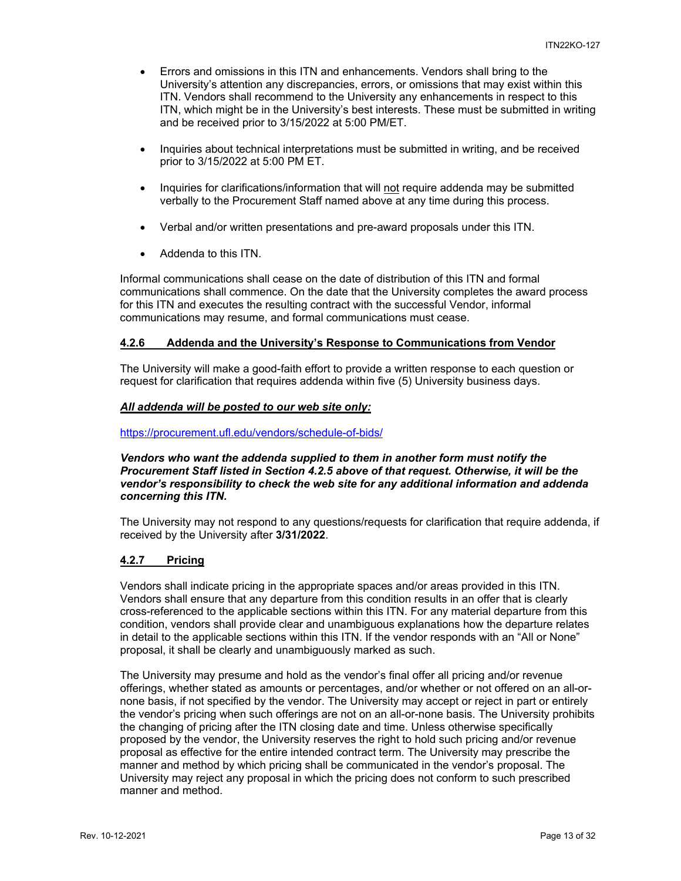- Errors and omissions in this ITN and enhancements. Vendors shall bring to the University's attention any discrepancies, errors, or omissions that may exist within this ITN. Vendors shall recommend to the University any enhancements in respect to this ITN, which might be in the University's best interests. These must be submitted in writing and be received prior to 3/15/2022 at 5:00 PM/ET.

- Inquiries about technical interpretations must be submitted in writing, and be received prior to 3/15/2022 at 5:00 PM ET.

- Inquiries for clarifications/information that will not require addenda may be submitted verbally to the Procurement Staff named above at any time during this process.

- Verbal and/or written presentations and pre-award proposals under this ITN.

- Addenda to this ITN.

Informal communications shall cease on the date of distribution of this ITN and formal communications shall commence. On the date that the University completes the award process for this ITN and executes the resulting contract with the successful Vendor, informal communications may resume, and formal communications must cease.

#### 4.2.6 Addenda and the University's Response to Communications from Vendor

The University will make a good-faith effort to provide a written response to each question or request for clarification that requires addenda within five (5) University business days.

***All addenda will be posted to our web site only:***

https://procurement.ufl.edu/vendors/schedule-of-bids/

***Vendors who want the addenda supplied to them in another form must notify the Procurement Staff listed in Section 4.2.5 above of that request. Otherwise, it will be the vendor's responsibility to check the web site for any additional information and addenda concerning this ITN.***

The University may not respond to any questions/requests for clarification that require addenda, if received by the University after **3/31/2022**.

#### 4.2.7 Pricing

Vendors shall indicate pricing in the appropriate spaces and/or areas provided in this ITN. Vendors shall ensure that any departure from this condition results in an offer that is clearly cross-referenced to the applicable sections within this ITN. For any material departure from this condition, vendors shall provide clear and unambiguous explanations how the departure relates in detail to the applicable sections within this ITN. If the vendor responds with an "All or None" proposal, it shall be clearly and unambiguously marked as such.

The University may presume and hold as the vendor's final offer all pricing and/or revenue offerings, whether stated as amounts or percentages, and/or whether or not offered on an all-or-none basis, if not specified by the vendor. The University may accept or reject in part or entirely the vendor's pricing when such offerings are not on an all-or-none basis. The University prohibits the changing of pricing after the ITN closing date and time. Unless otherwise specifically proposed by the vendor, the University reserves the right to hold such pricing and/or revenue proposal as effective for the entire intended contract term. The University may prescribe the manner and method by which pricing shall be communicated in the vendor's proposal. The University may reject any proposal in which the pricing does not conform to such prescribed manner and method.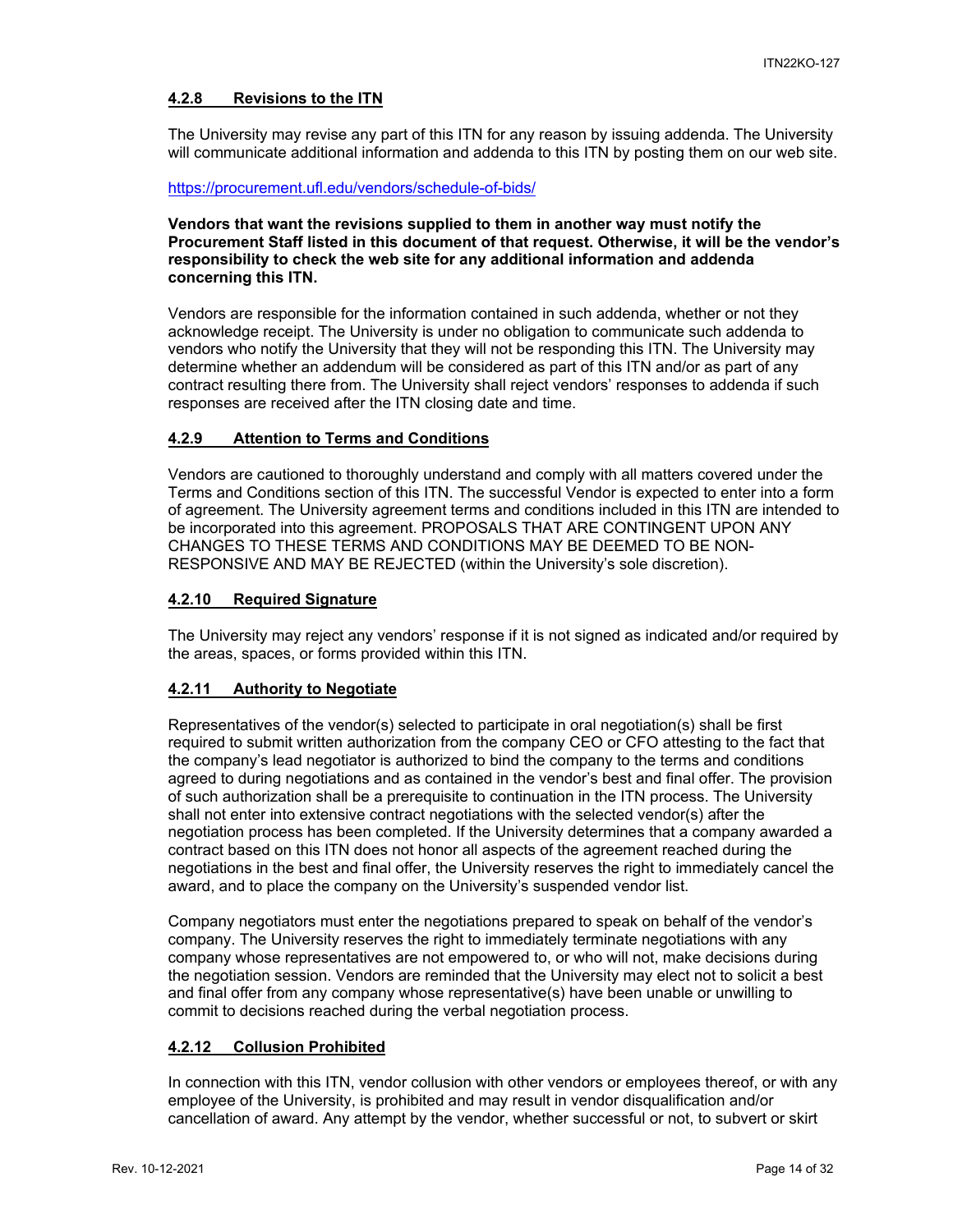#### 4.2.8 Revisions to the ITN

The University may revise any part of this ITN for any reason by issuing addenda. The University will communicate additional information and addenda to this ITN by posting them on our web site.

https://procurement.ufl.edu/vendors/schedule-of-bids/

**Vendors that want the revisions supplied to them in another way must notify the Procurement Staff listed in this document of that request. Otherwise, it will be the vendor's responsibility to check the web site for any additional information and addenda concerning this ITN.**

Vendors are responsible for the information contained in such addenda, whether or not they acknowledge receipt. The University is under no obligation to communicate such addenda to vendors who notify the University that they will not be responding this ITN. The University may determine whether an addendum will be considered as part of this ITN and/or as part of any contract resulting there from. The University shall reject vendors' responses to addenda if such responses are received after the ITN closing date and time.

#### 4.2.9 Attention to Terms and Conditions

Vendors are cautioned to thoroughly understand and comply with all matters covered under the Terms and Conditions section of this ITN. The successful Vendor is expected to enter into a form of agreement. The University agreement terms and conditions included in this ITN are intended to be incorporated into this agreement. PROPOSALS THAT ARE CONTINGENT UPON ANY CHANGES TO THESE TERMS AND CONDITIONS MAY BE DEEMED TO BE NON-RESPONSIVE AND MAY BE REJECTED (within the University's sole discretion).

#### 4.2.10 Required Signature

The University may reject any vendors' response if it is not signed as indicated and/or required by the areas, spaces, or forms provided within this ITN.

#### 4.2.11 Authority to Negotiate

Representatives of the vendor(s) selected to participate in oral negotiation(s) shall be first required to submit written authorization from the company CEO or CFO attesting to the fact that the company's lead negotiator is authorized to bind the company to the terms and conditions agreed to during negotiations and as contained in the vendor's best and final offer. The provision of such authorization shall be a prerequisite to continuation in the ITN process. The University shall not enter into extensive contract negotiations with the selected vendor(s) after the negotiation process has been completed. If the University determines that a company awarded a contract based on this ITN does not honor all aspects of the agreement reached during the negotiations in the best and final offer, the University reserves the right to immediately cancel the award, and to place the company on the University's suspended vendor list.

Company negotiators must enter the negotiations prepared to speak on behalf of the vendor's company. The University reserves the right to immediately terminate negotiations with any company whose representatives are not empowered to, or who will not, make decisions during the negotiation session. Vendors are reminded that the University may elect not to solicit a best and final offer from any company whose representative(s) have been unable or unwilling to commit to decisions reached during the verbal negotiation process.

#### 4.2.12 Collusion Prohibited

In connection with this ITN, vendor collusion with other vendors or employees thereof, or with any employee of the University, is prohibited and may result in vendor disqualification and/or cancellation of award. Any attempt by the vendor, whether successful or not, to subvert or skirt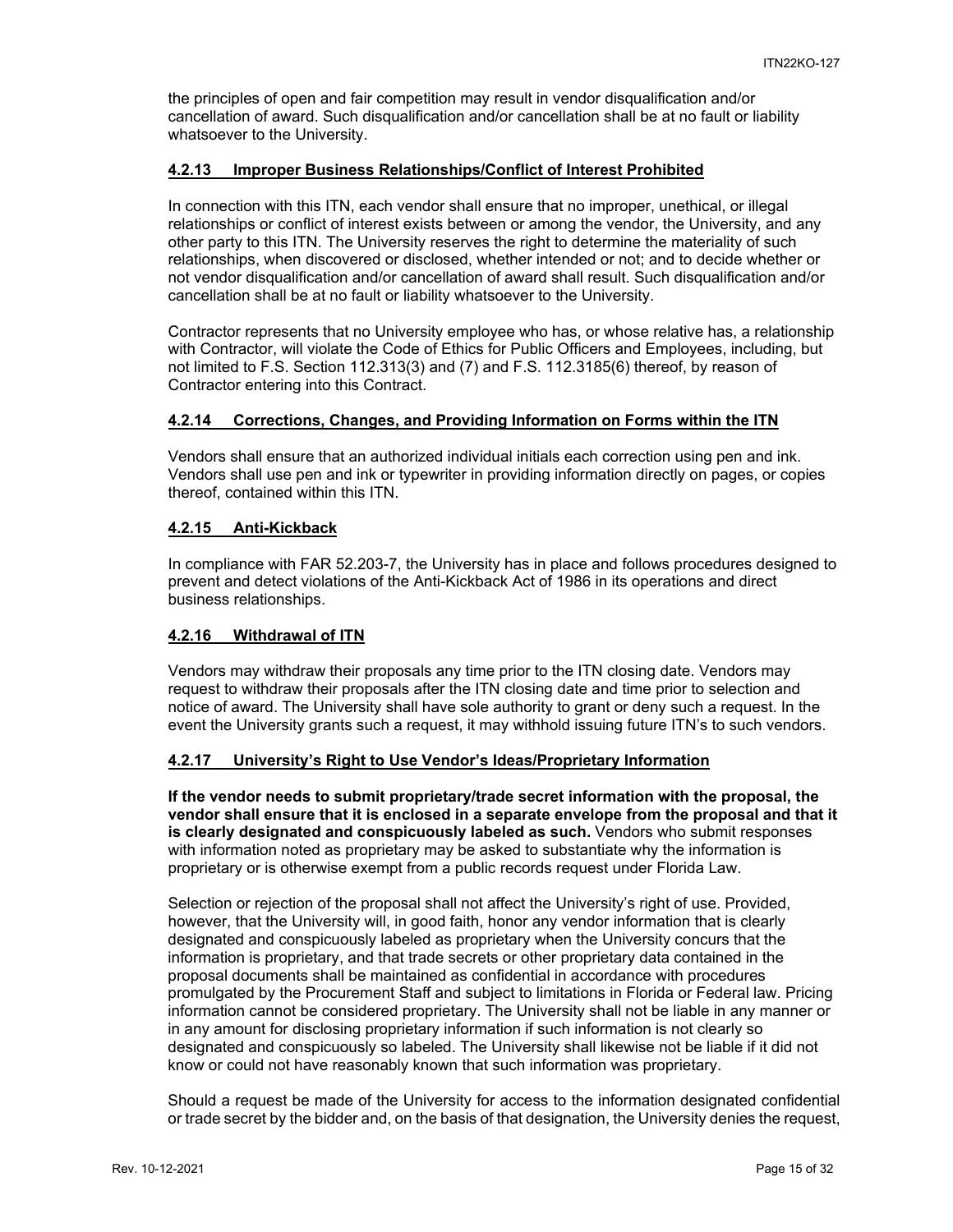the principles of open and fair competition may result in vendor disqualification and/or cancellation of award. Such disqualification and/or cancellation shall be at no fault or liability whatsoever to the University.

#### 4.2.13 Improper Business Relationships/Conflict of Interest Prohibited

In connection with this ITN, each vendor shall ensure that no improper, unethical, or illegal relationships or conflict of interest exists between or among the vendor, the University, and any other party to this ITN. The University reserves the right to determine the materiality of such relationships, when discovered or disclosed, whether intended or not; and to decide whether or not vendor disqualification and/or cancellation of award shall result. Such disqualification and/or cancellation shall be at no fault or liability whatsoever to the University.

Contractor represents that no University employee who has, or whose relative has, a relationship with Contractor, will violate the Code of Ethics for Public Officers and Employees, including, but not limited to F.S. Section 112.313(3) and (7) and F.S. 112.3185(6) thereof, by reason of Contractor entering into this Contract.

#### 4.2.14 Corrections, Changes, and Providing Information on Forms within the ITN

Vendors shall ensure that an authorized individual initials each correction using pen and ink. Vendors shall use pen and ink or typewriter in providing information directly on pages, or copies thereof, contained within this ITN.

#### 4.2.15 Anti-Kickback

In compliance with FAR 52.203-7, the University has in place and follows procedures designed to prevent and detect violations of the Anti-Kickback Act of 1986 in its operations and direct business relationships.

#### 4.2.16 Withdrawal of ITN

Vendors may withdraw their proposals any time prior to the ITN closing date. Vendors may request to withdraw their proposals after the ITN closing date and time prior to selection and notice of award. The University shall have sole authority to grant or deny such a request. In the event the University grants such a request, it may withhold issuing future ITN's to such vendors.

#### 4.2.17 University's Right to Use Vendor's Ideas/Proprietary Information

**If the vendor needs to submit proprietary/trade secret information with the proposal, the vendor shall ensure that it is enclosed in a separate envelope from the proposal and that it is clearly designated and conspicuously labeled as such.** Vendors who submit responses with information noted as proprietary may be asked to substantiate why the information is proprietary or is otherwise exempt from a public records request under Florida Law.

Selection or rejection of the proposal shall not affect the University's right of use. Provided, however, that the University will, in good faith, honor any vendor information that is clearly designated and conspicuously labeled as proprietary when the University concurs that the information is proprietary, and that trade secrets or other proprietary data contained in the proposal documents shall be maintained as confidential in accordance with procedures promulgated by the Procurement Staff and subject to limitations in Florida or Federal law. Pricing information cannot be considered proprietary. The University shall not be liable in any manner or in any amount for disclosing proprietary information if such information is not clearly so designated and conspicuously so labeled. The University shall likewise not be liable if it did not know or could not have reasonably known that such information was proprietary.

Should a request be made of the University for access to the information designated confidential or trade secret by the bidder and, on the basis of that designation, the University denies the request,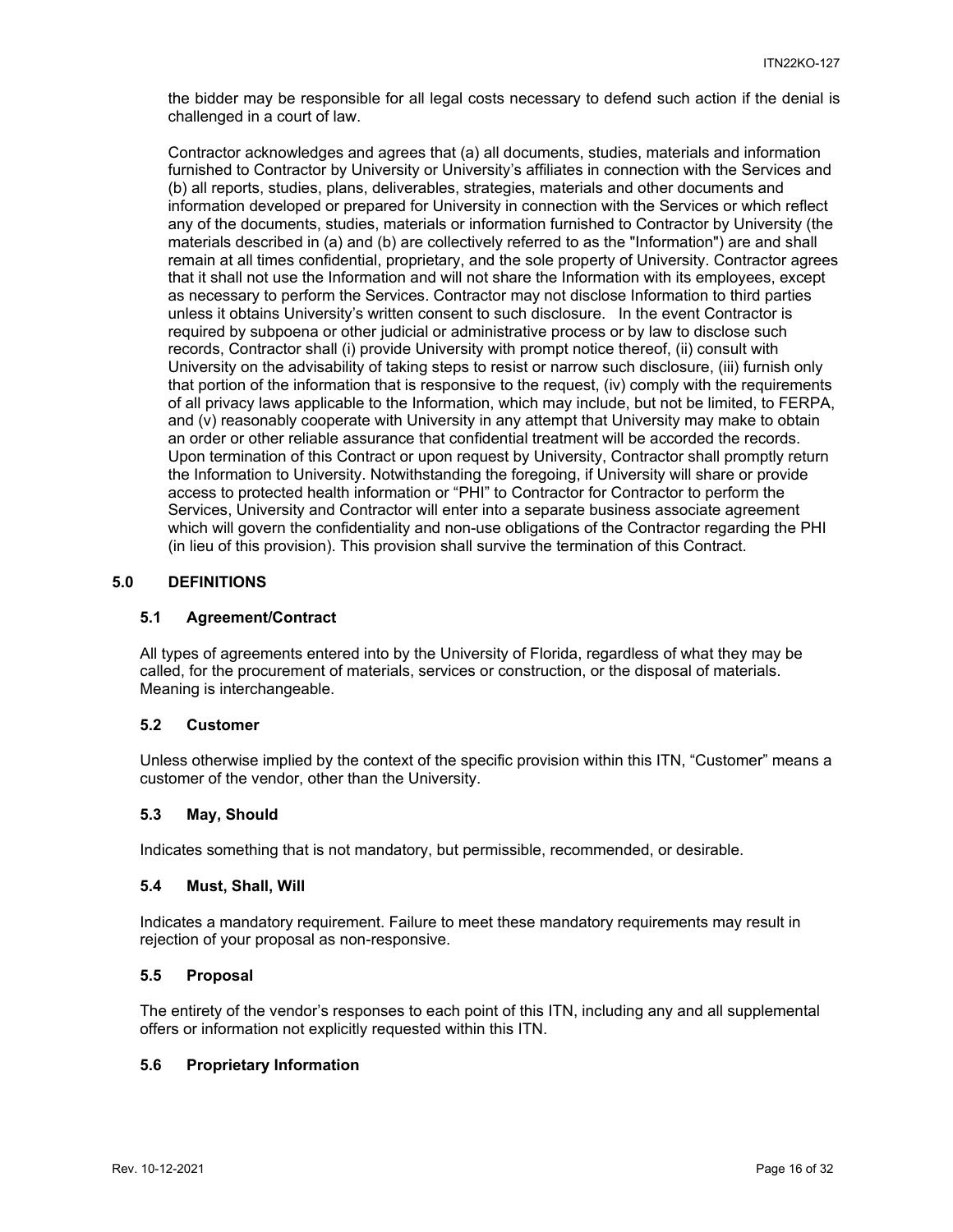the bidder may be responsible for all legal costs necessary to defend such action if the denial is challenged in a court of law.

Contractor acknowledges and agrees that (a) all documents, studies, materials and information furnished to Contractor by University or University's affiliates in connection with the Services and (b) all reports, studies, plans, deliverables, strategies, materials and other documents and information developed or prepared for University in connection with the Services or which reflect any of the documents, studies, materials or information furnished to Contractor by University (the materials described in (a) and (b) are collectively referred to as the "Information") are and shall remain at all times confidential, proprietary, and the sole property of University. Contractor agrees that it shall not use the Information and will not share the Information with its employees, except as necessary to perform the Services. Contractor may not disclose Information to third parties unless it obtains University's written consent to such disclosure. In the event Contractor is required by subpoena or other judicial or administrative process or by law to disclose such records, Contractor shall (i) provide University with prompt notice thereof, (ii) consult with University on the advisability of taking steps to resist or narrow such disclosure, (iii) furnish only that portion of the information that is responsive to the request, (iv) comply with the requirements of all privacy laws applicable to the Information, which may include, but not be limited, to FERPA, and (v) reasonably cooperate with University in any attempt that University may make to obtain an order or other reliable assurance that confidential treatment will be accorded the records. Upon termination of this Contract or upon request by University, Contractor shall promptly return the Information to University. Notwithstanding the foregoing, if University will share or provide access to protected health information or "PHI" to Contractor for Contractor to perform the Services, University and Contractor will enter into a separate business associate agreement which will govern the confidentiality and non-use obligations of the Contractor regarding the PHI (in lieu of this provision). This provision shall survive the termination of this Contract.

## 5.0 DEFINITIONS

### 5.1 Agreement/Contract

All types of agreements entered into by the University of Florida, regardless of what they may be called, for the procurement of materials, services or construction, or the disposal of materials. Meaning is interchangeable.

### 5.2 Customer

Unless otherwise implied by the context of the specific provision within this ITN, "Customer" means a customer of the vendor, other than the University.

### 5.3 May, Should

Indicates something that is not mandatory, but permissible, recommended, or desirable.

### 5.4 Must, Shall, Will

Indicates a mandatory requirement. Failure to meet these mandatory requirements may result in rejection of your proposal as non-responsive.

### 5.5 Proposal

The entirety of the vendor's responses to each point of this ITN, including any and all supplemental offers or information not explicitly requested within this ITN.

### 5.6 Proprietary Information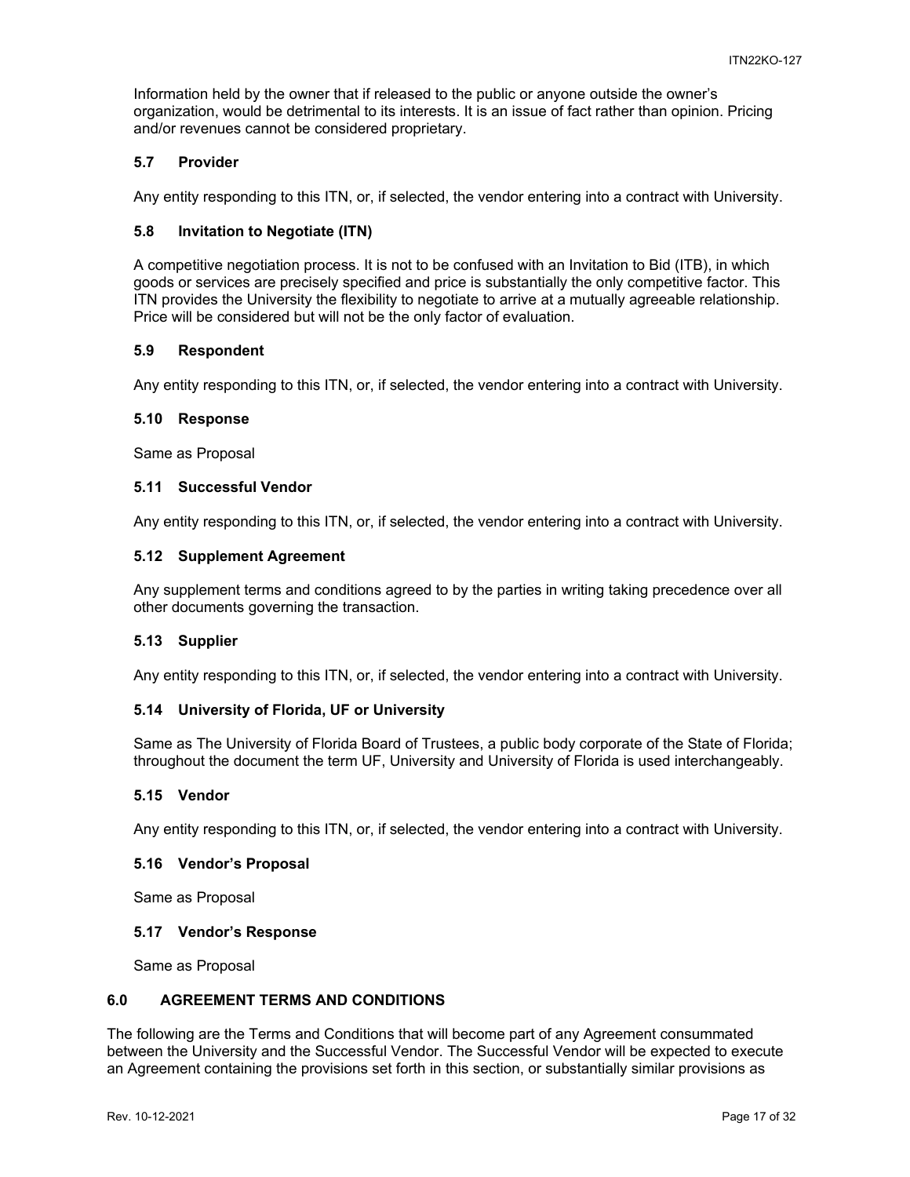Information held by the owner that if released to the public or anyone outside the owner's organization, would be detrimental to its interests. It is an issue of fact rather than opinion. Pricing and/or revenues cannot be considered proprietary.

### 5.7 Provider

Any entity responding to this ITN, or, if selected, the vendor entering into a contract with University.

### 5.8 Invitation to Negotiate (ITN)

A competitive negotiation process. It is not to be confused with an Invitation to Bid (ITB), in which goods or services are precisely specified and price is substantially the only competitive factor. This ITN provides the University the flexibility to negotiate to arrive at a mutually agreeable relationship. Price will be considered but will not be the only factor of evaluation.

### 5.9 Respondent

Any entity responding to this ITN, or, if selected, the vendor entering into a contract with University.

### 5.10 Response

Same as Proposal

### 5.11 Successful Vendor

Any entity responding to this ITN, or, if selected, the vendor entering into a contract with University.

### 5.12 Supplement Agreement

Any supplement terms and conditions agreed to by the parties in writing taking precedence over all other documents governing the transaction.

### 5.13 Supplier

Any entity responding to this ITN, or, if selected, the vendor entering into a contract with University.

### 5.14 University of Florida, UF or University

Same as The University of Florida Board of Trustees, a public body corporate of the State of Florida; throughout the document the term UF, University and University of Florida is used interchangeably.

### 5.15 Vendor

Any entity responding to this ITN, or, if selected, the vendor entering into a contract with University.

### 5.16 Vendor's Proposal

Same as Proposal

### 5.17 Vendor's Response

Same as Proposal

## 6.0 AGREEMENT TERMS AND CONDITIONS

The following are the Terms and Conditions that will become part of any Agreement consummated between the University and the Successful Vendor. The Successful Vendor will be expected to execute an Agreement containing the provisions set forth in this section, or substantially similar provisions as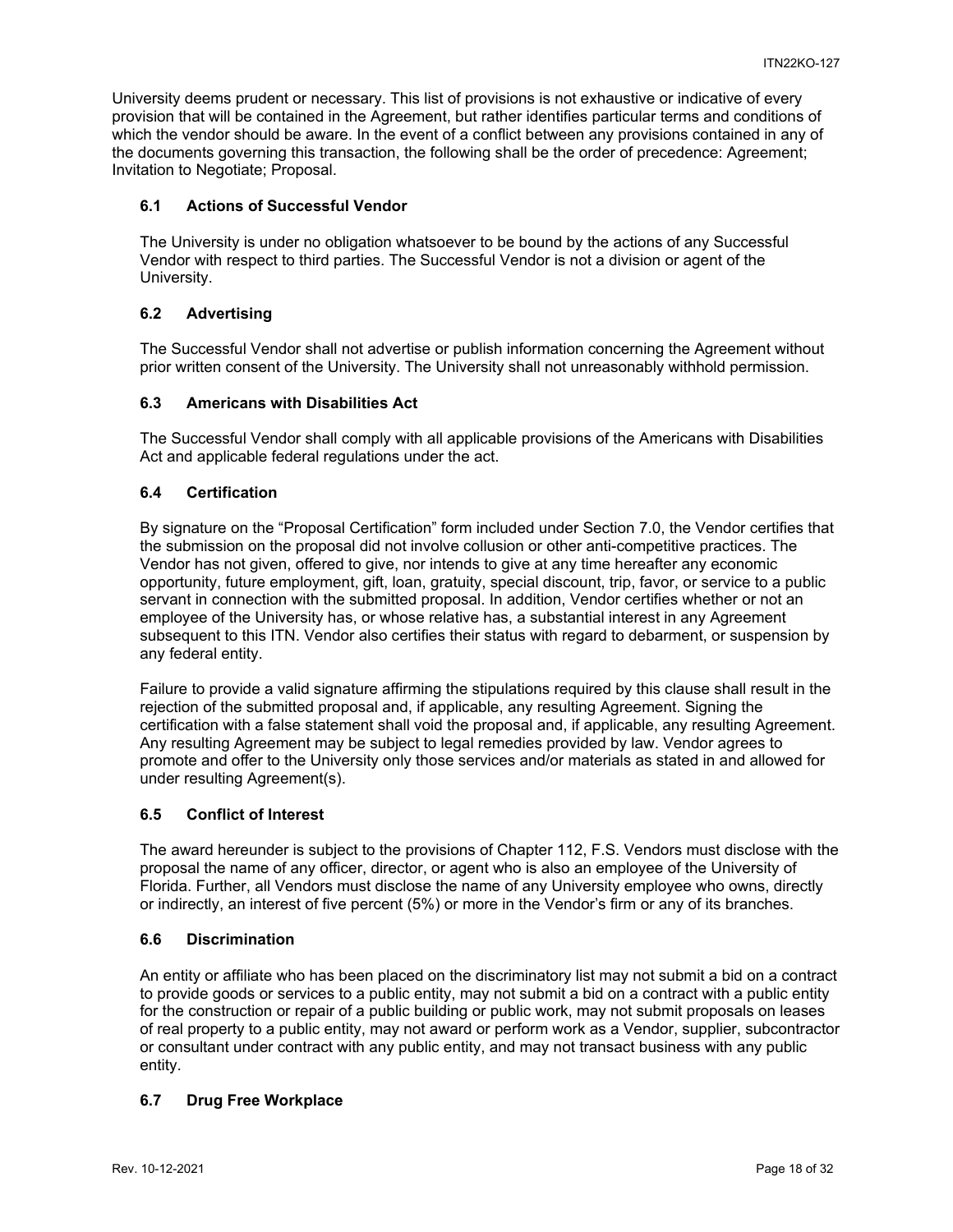University deems prudent or necessary. This list of provisions is not exhaustive or indicative of every provision that will be contained in the Agreement, but rather identifies particular terms and conditions of which the vendor should be aware. In the event of a conflict between any provisions contained in any of the documents governing this transaction, the following shall be the order of precedence: Agreement; Invitation to Negotiate; Proposal.

### 6.1 Actions of Successful Vendor

The University is under no obligation whatsoever to be bound by the actions of any Successful Vendor with respect to third parties. The Successful Vendor is not a division or agent of the University.

### 6.2 Advertising

The Successful Vendor shall not advertise or publish information concerning the Agreement without prior written consent of the University. The University shall not unreasonably withhold permission.

### 6.3 Americans with Disabilities Act

The Successful Vendor shall comply with all applicable provisions of the Americans with Disabilities Act and applicable federal regulations under the act.

### 6.4 Certification

By signature on the "Proposal Certification" form included under Section 7.0, the Vendor certifies that the submission on the proposal did not involve collusion or other anti-competitive practices. The Vendor has not given, offered to give, nor intends to give at any time hereafter any economic opportunity, future employment, gift, loan, gratuity, special discount, trip, favor, or service to a public servant in connection with the submitted proposal. In addition, Vendor certifies whether or not an employee of the University has, or whose relative has, a substantial interest in any Agreement subsequent to this ITN. Vendor also certifies their status with regard to debarment, or suspension by any federal entity.

Failure to provide a valid signature affirming the stipulations required by this clause shall result in the rejection of the submitted proposal and, if applicable, any resulting Agreement. Signing the certification with a false statement shall void the proposal and, if applicable, any resulting Agreement. Any resulting Agreement may be subject to legal remedies provided by law. Vendor agrees to promote and offer to the University only those services and/or materials as stated in and allowed for under resulting Agreement(s).

### 6.5 Conflict of Interest

The award hereunder is subject to the provisions of Chapter 112, F.S. Vendors must disclose with the proposal the name of any officer, director, or agent who is also an employee of the University of Florida. Further, all Vendors must disclose the name of any University employee who owns, directly or indirectly, an interest of five percent (5%) or more in the Vendor's firm or any of its branches.

### 6.6 Discrimination

An entity or affiliate who has been placed on the discriminatory list may not submit a bid on a contract to provide goods or services to a public entity, may not submit a bid on a contract with a public entity for the construction or repair of a public building or public work, may not submit proposals on leases of real property to a public entity, may not award or perform work as a Vendor, supplier, subcontractor or consultant under contract with any public entity, and may not transact business with any public entity.

### 6.7 Drug Free Workplace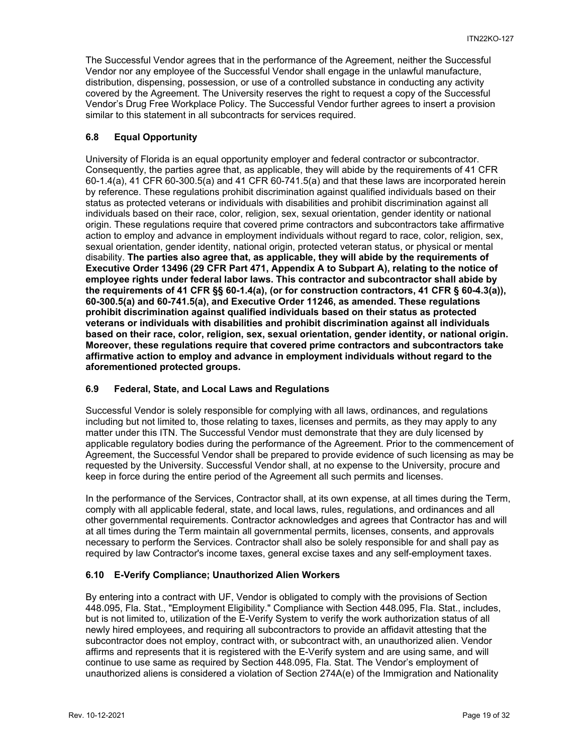The Successful Vendor agrees that in the performance of the Agreement, neither the Successful Vendor nor any employee of the Successful Vendor shall engage in the unlawful manufacture, distribution, dispensing, possession, or use of a controlled substance in conducting any activity covered by the Agreement. The University reserves the right to request a copy of the Successful Vendor's Drug Free Workplace Policy. The Successful Vendor further agrees to insert a provision similar to this statement in all subcontracts for services required.

### 6.8 Equal Opportunity

University of Florida is an equal opportunity employer and federal contractor or subcontractor. Consequently, the parties agree that, as applicable, they will abide by the requirements of 41 CFR 60-1.4(a), 41 CFR 60-300.5(a) and 41 CFR 60-741.5(a) and that these laws are incorporated herein by reference. These regulations prohibit discrimination against qualified individuals based on their status as protected veterans or individuals with disabilities and prohibit discrimination against all individuals based on their race, color, religion, sex, sexual orientation, gender identity or national origin. These regulations require that covered prime contractors and subcontractors take affirmative action to employ and advance in employment individuals without regard to race, color, religion, sex, sexual orientation, gender identity, national origin, protected veteran status, or physical or mental disability. **The parties also agree that, as applicable, they will abide by the requirements of Executive Order 13496 (29 CFR Part 471, Appendix A to Subpart A), relating to the notice of employee rights under federal labor laws. This contractor and subcontractor shall abide by the requirements of 41 CFR §§ 60-1.4(a), (or for construction contractors, 41 CFR § 60-4.3(a)), 60-300.5(a) and 60-741.5(a), and Executive Order 11246, as amended. These regulations prohibit discrimination against qualified individuals based on their status as protected veterans or individuals with disabilities and prohibit discrimination against all individuals based on their race, color, religion, sex, sexual orientation, gender identity, or national origin. Moreover, these regulations require that covered prime contractors and subcontractors take affirmative action to employ and advance in employment individuals without regard to the aforementioned protected groups.**

### 6.9 Federal, State, and Local Laws and Regulations

Successful Vendor is solely responsible for complying with all laws, ordinances, and regulations including but not limited to, those relating to taxes, licenses and permits, as they may apply to any matter under this ITN. The Successful Vendor must demonstrate that they are duly licensed by applicable regulatory bodies during the performance of the Agreement. Prior to the commencement of Agreement, the Successful Vendor shall be prepared to provide evidence of such licensing as may be requested by the University. Successful Vendor shall, at no expense to the University, procure and keep in force during the entire period of the Agreement all such permits and licenses.

In the performance of the Services, Contractor shall, at its own expense, at all times during the Term, comply with all applicable federal, state, and local laws, rules, regulations, and ordinances and all other governmental requirements. Contractor acknowledges and agrees that Contractor has and will at all times during the Term maintain all governmental permits, licenses, consents, and approvals necessary to perform the Services. Contractor shall also be solely responsible for and shall pay as required by law Contractor's income taxes, general excise taxes and any self-employment taxes.

### 6.10 E-Verify Compliance; Unauthorized Alien Workers

By entering into a contract with UF, Vendor is obligated to comply with the provisions of Section 448.095, Fla. Stat., "Employment Eligibility." Compliance with Section 448.095, Fla. Stat., includes, but is not limited to, utilization of the E-Verify System to verify the work authorization status of all newly hired employees, and requiring all subcontractors to provide an affidavit attesting that the subcontractor does not employ, contract with, or subcontract with, an unauthorized alien. Vendor affirms and represents that it is registered with the E-Verify system and are using same, and will continue to use same as required by Section 448.095, Fla. Stat. The Vendor's employment of unauthorized aliens is considered a violation of Section 274A(e) of the Immigration and Nationality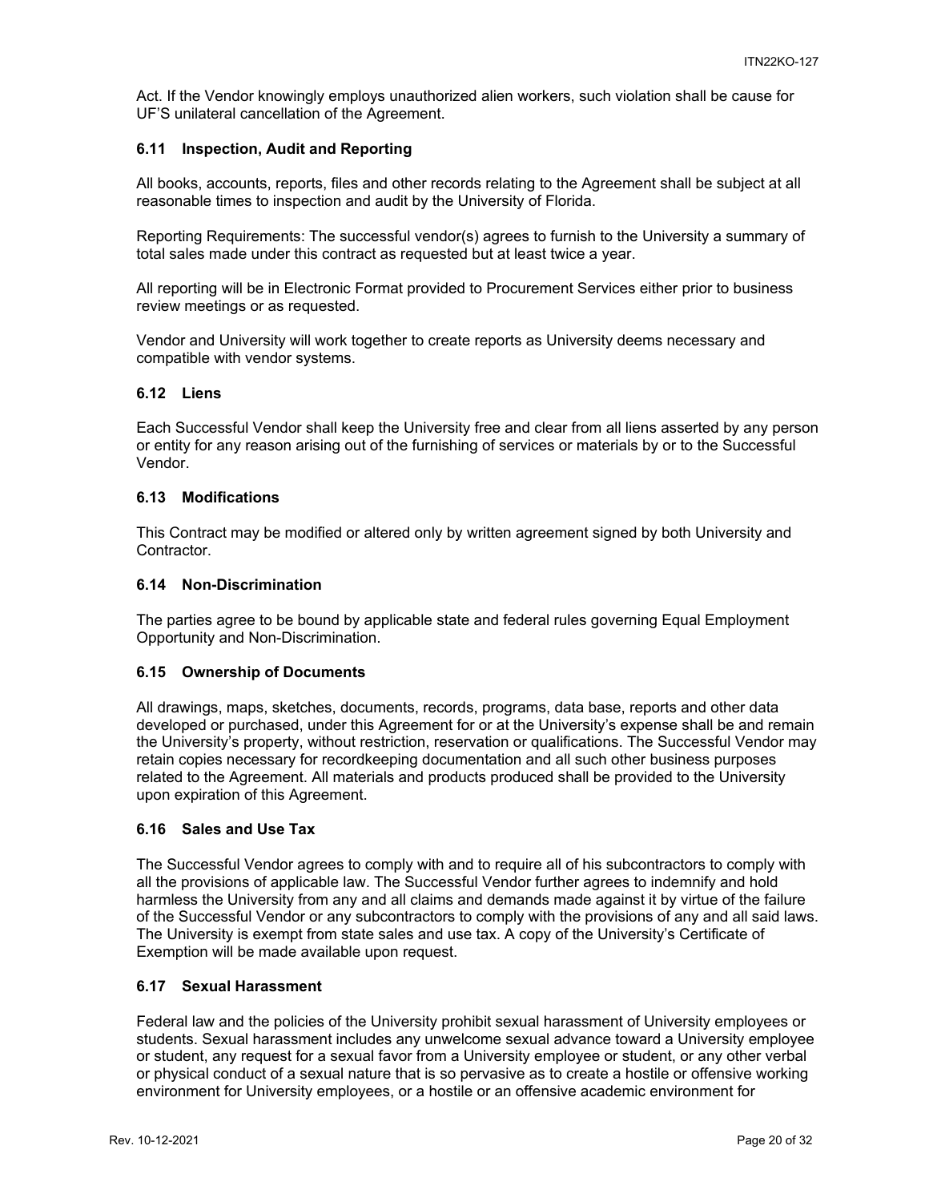Act. If the Vendor knowingly employs unauthorized alien workers, such violation shall be cause for UF'S unilateral cancellation of the Agreement.

### 6.11 Inspection, Audit and Reporting

All books, accounts, reports, files and other records relating to the Agreement shall be subject at all reasonable times to inspection and audit by the University of Florida.

Reporting Requirements: The successful vendor(s) agrees to furnish to the University a summary of total sales made under this contract as requested but at least twice a year.

All reporting will be in Electronic Format provided to Procurement Services either prior to business review meetings or as requested.

Vendor and University will work together to create reports as University deems necessary and compatible with vendor systems.

### 6.12 Liens

Each Successful Vendor shall keep the University free and clear from all liens asserted by any person or entity for any reason arising out of the furnishing of services or materials by or to the Successful Vendor.

### 6.13 Modifications

This Contract may be modified or altered only by written agreement signed by both University and Contractor.

### 6.14 Non-Discrimination

The parties agree to be bound by applicable state and federal rules governing Equal Employment Opportunity and Non-Discrimination.

### 6.15 Ownership of Documents

All drawings, maps, sketches, documents, records, programs, data base, reports and other data developed or purchased, under this Agreement for or at the University's expense shall be and remain the University's property, without restriction, reservation or qualifications. The Successful Vendor may retain copies necessary for recordkeeping documentation and all such other business purposes related to the Agreement. All materials and products produced shall be provided to the University upon expiration of this Agreement.

### 6.16 Sales and Use Tax

The Successful Vendor agrees to comply with and to require all of his subcontractors to comply with all the provisions of applicable law. The Successful Vendor further agrees to indemnify and hold harmless the University from any and all claims and demands made against it by virtue of the failure of the Successful Vendor or any subcontractors to comply with the provisions of any and all said laws. The University is exempt from state sales and use tax. A copy of the University's Certificate of Exemption will be made available upon request.

### 6.17 Sexual Harassment

Federal law and the policies of the University prohibit sexual harassment of University employees or students. Sexual harassment includes any unwelcome sexual advance toward a University employee or student, any request for a sexual favor from a University employee or student, or any other verbal or physical conduct of a sexual nature that is so pervasive as to create a hostile or offensive working environment for University employees, or a hostile or an offensive academic environment for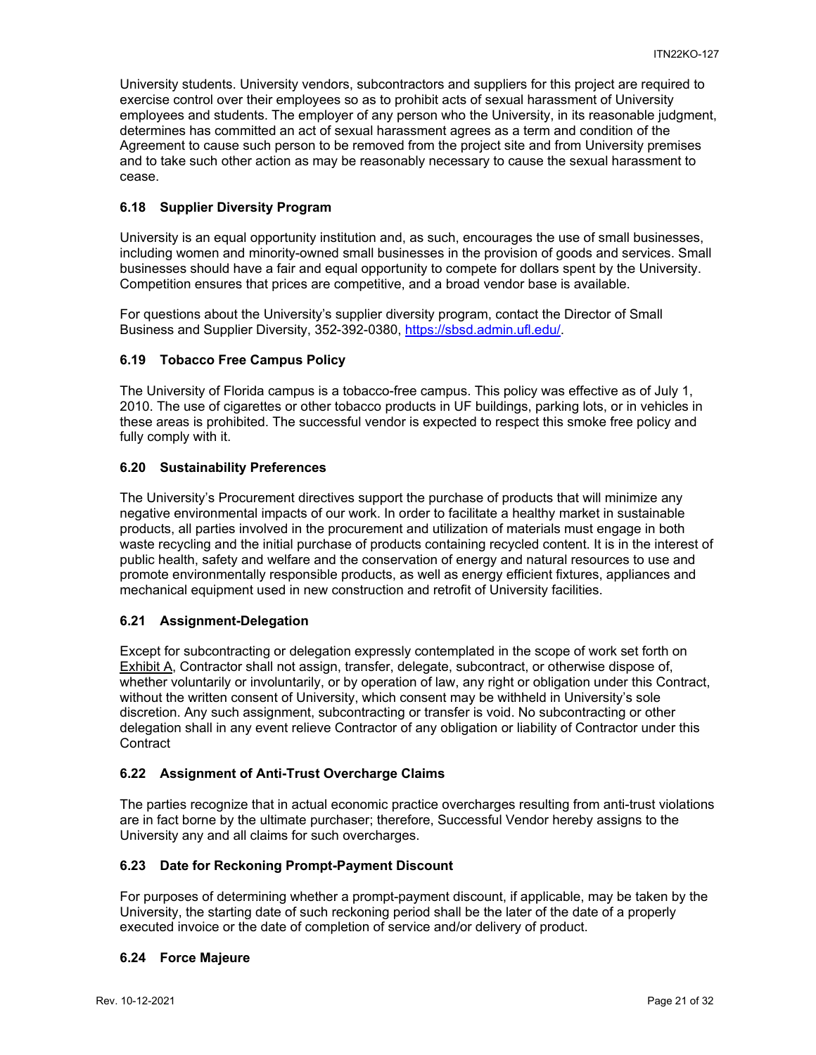University students. University vendors, subcontractors and suppliers for this project are required to exercise control over their employees so as to prohibit acts of sexual harassment of University employees and students. The employer of any person who the University, in its reasonable judgment, determines has committed an act of sexual harassment agrees as a term and condition of the Agreement to cause such person to be removed from the project site and from University premises and to take such other action as may be reasonably necessary to cause the sexual harassment to cease.

### 6.18 Supplier Diversity Program

University is an equal opportunity institution and, as such, encourages the use of small businesses, including women and minority-owned small businesses in the provision of goods and services. Small businesses should have a fair and equal opportunity to compete for dollars spent by the University. Competition ensures that prices are competitive, and a broad vendor base is available.

For questions about the University's supplier diversity program, contact the Director of Small Business and Supplier Diversity, 352-392-0380, https://sbsd.admin.ufl.edu/.

### 6.19 Tobacco Free Campus Policy

The University of Florida campus is a tobacco-free campus. This policy was effective as of July 1, 2010. The use of cigarettes or other tobacco products in UF buildings, parking lots, or in vehicles in these areas is prohibited. The successful vendor is expected to respect this smoke free policy and fully comply with it.

### 6.20 Sustainability Preferences

The University's Procurement directives support the purchase of products that will minimize any negative environmental impacts of our work. In order to facilitate a healthy market in sustainable products, all parties involved in the procurement and utilization of materials must engage in both waste recycling and the initial purchase of products containing recycled content. It is in the interest of public health, safety and welfare and the conservation of energy and natural resources to use and promote environmentally responsible products, as well as energy efficient fixtures, appliances and mechanical equipment used in new construction and retrofit of University facilities.

### 6.21 Assignment-Delegation

Except for subcontracting or delegation expressly contemplated in the scope of work set forth on Exhibit A, Contractor shall not assign, transfer, delegate, subcontract, or otherwise dispose of, whether voluntarily or involuntarily, or by operation of law, any right or obligation under this Contract, without the written consent of University, which consent may be withheld in University's sole discretion. Any such assignment, subcontracting or transfer is void. No subcontracting or other delegation shall in any event relieve Contractor of any obligation or liability of Contractor under this Contract

### 6.22 Assignment of Anti-Trust Overcharge Claims

The parties recognize that in actual economic practice overcharges resulting from anti-trust violations are in fact borne by the ultimate purchaser; therefore, Successful Vendor hereby assigns to the University any and all claims for such overcharges.

### 6.23 Date for Reckoning Prompt-Payment Discount

For purposes of determining whether a prompt-payment discount, if applicable, may be taken by the University, the starting date of such reckoning period shall be the later of the date of a properly executed invoice or the date of completion of service and/or delivery of product.

### 6.24 Force Majeure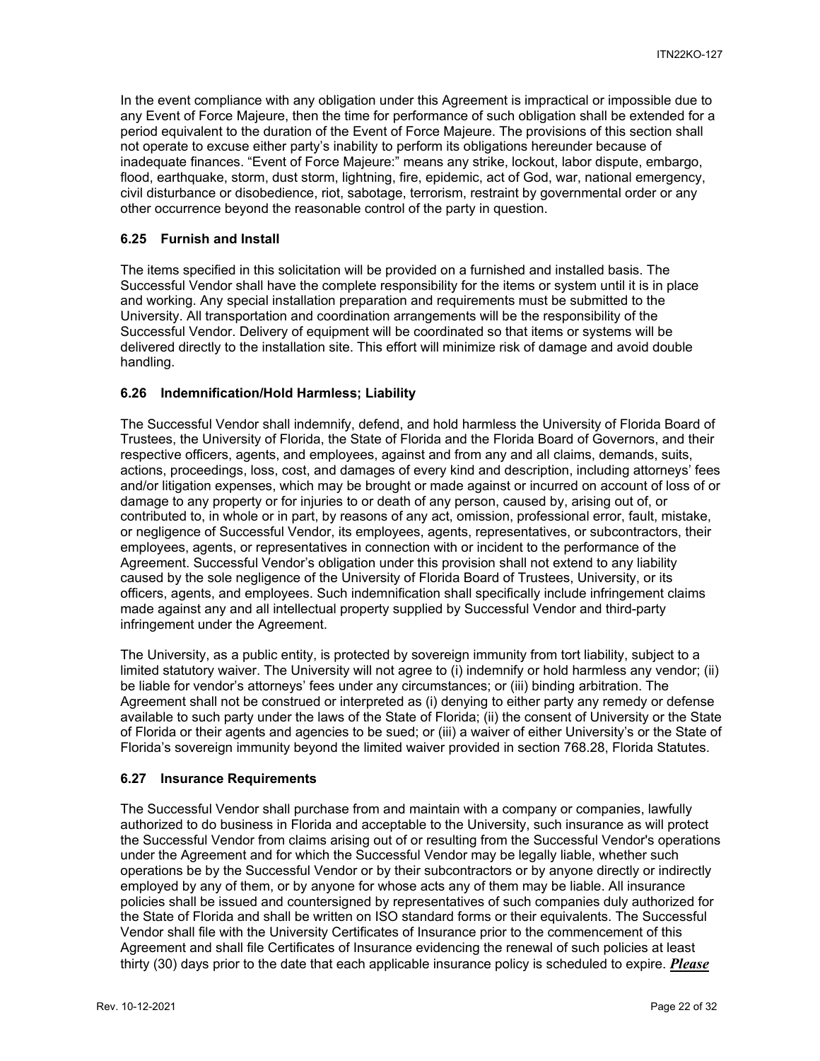In the event compliance with any obligation under this Agreement is impractical or impossible due to any Event of Force Majeure, then the time for performance of such obligation shall be extended for a period equivalent to the duration of the Event of Force Majeure. The provisions of this section shall not operate to excuse either party's inability to perform its obligations hereunder because of inadequate finances. "Event of Force Majeure:" means any strike, lockout, labor dispute, embargo, flood, earthquake, storm, dust storm, lightning, fire, epidemic, act of God, war, national emergency, civil disturbance or disobedience, riot, sabotage, terrorism, restraint by governmental order or any other occurrence beyond the reasonable control of the party in question.

### 6.25 Furnish and Install

The items specified in this solicitation will be provided on a furnished and installed basis. The Successful Vendor shall have the complete responsibility for the items or system until it is in place and working. Any special installation preparation and requirements must be submitted to the University. All transportation and coordination arrangements will be the responsibility of the Successful Vendor. Delivery of equipment will be coordinated so that items or systems will be delivered directly to the installation site. This effort will minimize risk of damage and avoid double handling.

### 6.26 Indemnification/Hold Harmless; Liability

The Successful Vendor shall indemnify, defend, and hold harmless the University of Florida Board of Trustees, the University of Florida, the State of Florida and the Florida Board of Governors, and their respective officers, agents, and employees, against and from any and all claims, demands, suits, actions, proceedings, loss, cost, and damages of every kind and description, including attorneys' fees and/or litigation expenses, which may be brought or made against or incurred on account of loss of or damage to any property or for injuries to or death of any person, caused by, arising out of, or contributed to, in whole or in part, by reasons of any act, omission, professional error, fault, mistake, or negligence of Successful Vendor, its employees, agents, representatives, or subcontractors, their employees, agents, or representatives in connection with or incident to the performance of the Agreement. Successful Vendor's obligation under this provision shall not extend to any liability caused by the sole negligence of the University of Florida Board of Trustees, University, or its officers, agents, and employees. Such indemnification shall specifically include infringement claims made against any and all intellectual property supplied by Successful Vendor and third-party infringement under the Agreement.

The University, as a public entity, is protected by sovereign immunity from tort liability, subject to a limited statutory waiver. The University will not agree to (i) indemnify or hold harmless any vendor; (ii) be liable for vendor's attorneys' fees under any circumstances; or (iii) binding arbitration. The Agreement shall not be construed or interpreted as (i) denying to either party any remedy or defense available to such party under the laws of the State of Florida; (ii) the consent of University or the State of Florida or their agents and agencies to be sued; or (iii) a waiver of either University's or the State of Florida's sovereign immunity beyond the limited waiver provided in section 768.28, Florida Statutes.

### 6.27 Insurance Requirements

The Successful Vendor shall purchase from and maintain with a company or companies, lawfully authorized to do business in Florida and acceptable to the University, such insurance as will protect the Successful Vendor from claims arising out of or resulting from the Successful Vendor's operations under the Agreement and for which the Successful Vendor may be legally liable, whether such operations be by the Successful Vendor or by their subcontractors or by anyone directly or indirectly employed by any of them, or by anyone for whose acts any of them may be liable. All insurance policies shall be issued and countersigned by representatives of such companies duly authorized for the State of Florida and shall be written on ISO standard forms or their equivalents. The Successful Vendor shall file with the University Certificates of Insurance prior to the commencement of this Agreement and shall file Certificates of Insurance evidencing the renewal of such policies at least thirty (30) days prior to the date that each applicable insurance policy is scheduled to expire. ***Please***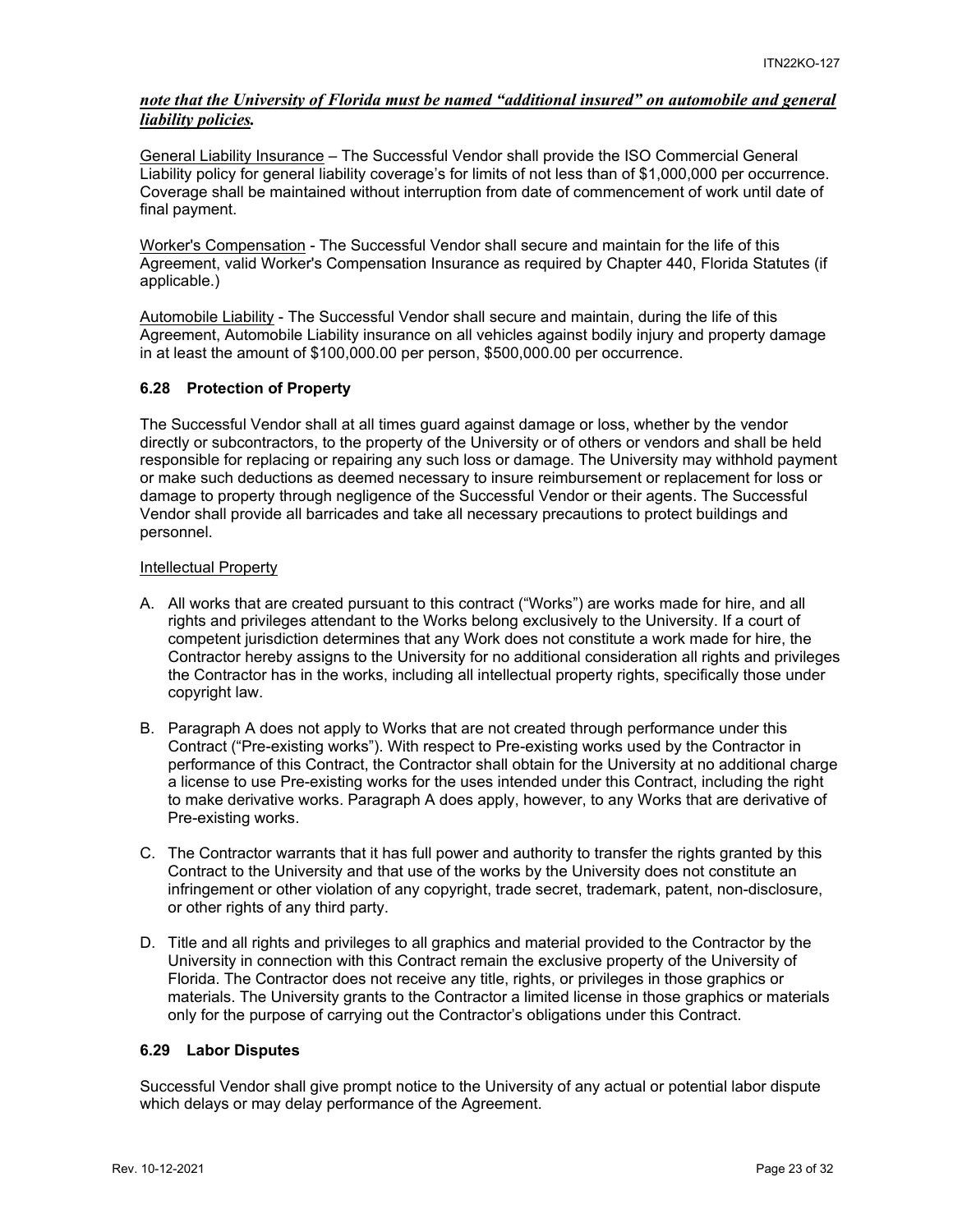***note that the University of Florida must be named "additional insured" on automobile and general liability policies.***

General Liability Insurance – The Successful Vendor shall provide the ISO Commercial General Liability policy for general liability coverage's for limits of not less than of $1,000,000 per occurrence. Coverage shall be maintained without interruption from date of commencement of work until date of final payment.

Worker's Compensation - The Successful Vendor shall secure and maintain for the life of this Agreement, valid Worker's Compensation Insurance as required by Chapter 440, Florida Statutes (if applicable.)

Automobile Liability - The Successful Vendor shall secure and maintain, during the life of this Agreement, Automobile Liability insurance on all vehicles against bodily injury and property damage in at least the amount of $100,000.00 per person, $500,000.00 per occurrence.

### 6.28 Protection of Property

The Successful Vendor shall at all times guard against damage or loss, whether by the vendor directly or subcontractors, to the property of the University or of others or vendors and shall be held responsible for replacing or repairing any such loss or damage. The University may withhold payment or make such deductions as deemed necessary to insure reimbursement or replacement for loss or damage to property through negligence of the Successful Vendor or their agents. The Successful Vendor shall provide all barricades and take all necessary precautions to protect buildings and personnel.

Intellectual Property

A. All works that are created pursuant to this contract ("Works") are works made for hire, and all rights and privileges attendant to the Works belong exclusively to the University. If a court of competent jurisdiction determines that any Work does not constitute a work made for hire, the Contractor hereby assigns to the University for no additional consideration all rights and privileges the Contractor has in the works, including all intellectual property rights, specifically those under copyright law.

B. Paragraph A does not apply to Works that are not created through performance under this Contract ("Pre-existing works"). With respect to Pre-existing works used by the Contractor in performance of this Contract, the Contractor shall obtain for the University at no additional charge a license to use Pre-existing works for the uses intended under this Contract, including the right to make derivative works. Paragraph A does apply, however, to any Works that are derivative of Pre-existing works.

C. The Contractor warrants that it has full power and authority to transfer the rights granted by this Contract to the University and that use of the works by the University does not constitute an infringement or other violation of any copyright, trade secret, trademark, patent, non-disclosure, or other rights of any third party.

D. Title and all rights and privileges to all graphics and material provided to the Contractor by the University in connection with this Contract remain the exclusive property of the University of Florida. The Contractor does not receive any title, rights, or privileges in those graphics or materials. The University grants to the Contractor a limited license in those graphics or materials only for the purpose of carrying out the Contractor's obligations under this Contract.

### 6.29 Labor Disputes

Successful Vendor shall give prompt notice to the University of any actual or potential labor dispute which delays or may delay performance of the Agreement.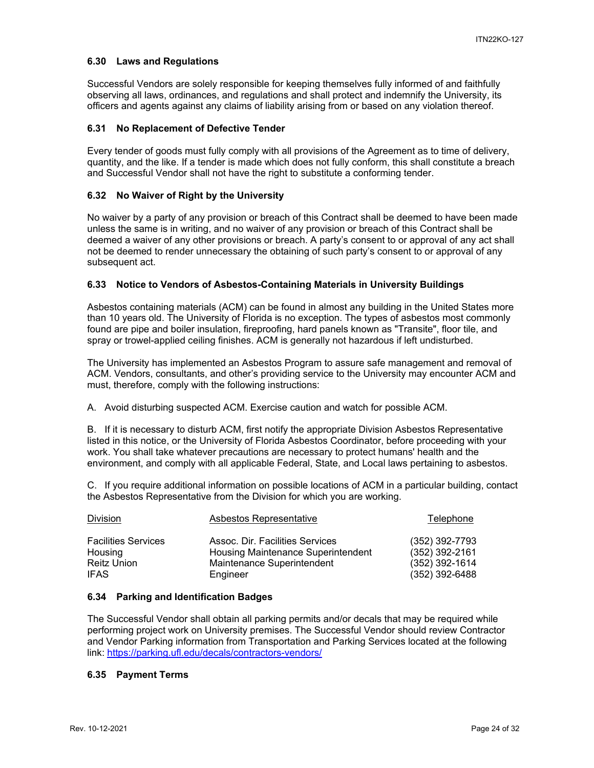### 6.30 Laws and Regulations

Successful Vendors are solely responsible for keeping themselves fully informed of and faithfully observing all laws, ordinances, and regulations and shall protect and indemnify the University, its officers and agents against any claims of liability arising from or based on any violation thereof.

### 6.31 No Replacement of Defective Tender

Every tender of goods must fully comply with all provisions of the Agreement as to time of delivery, quantity, and the like. If a tender is made which does not fully conform, this shall constitute a breach and Successful Vendor shall not have the right to substitute a conforming tender.

### 6.32 No Waiver of Right by the University

No waiver by a party of any provision or breach of this Contract shall be deemed to have been made unless the same is in writing, and no waiver of any provision or breach of this Contract shall be deemed a waiver of any other provisions or breach. A party's consent to or approval of any act shall not be deemed to render unnecessary the obtaining of such party's consent to or approval of any subsequent act.

### 6.33 Notice to Vendors of Asbestos-Containing Materials in University Buildings

Asbestos containing materials (ACM) can be found in almost any building in the United States more than 10 years old. The University of Florida is no exception. The types of asbestos most commonly found are pipe and boiler insulation, fireproofing, hard panels known as "Transite", floor tile, and spray or trowel-applied ceiling finishes. ACM is generally not hazardous if left undisturbed.

The University has implemented an Asbestos Program to assure safe management and removal of ACM. Vendors, consultants, and other's providing service to the University may encounter ACM and must, therefore, comply with the following instructions:

A. Avoid disturbing suspected ACM. Exercise caution and watch for possible ACM.

B. If it is necessary to disturb ACM, first notify the appropriate Division Asbestos Representative listed in this notice, or the University of Florida Asbestos Coordinator, before proceeding with your work. You shall take whatever precautions are necessary to protect humans' health and the environment, and comply with all applicable Federal, State, and Local laws pertaining to asbestos.

C. If you require additional information on possible locations of ACM in a particular building, contact the Asbestos Representative from the Division for which you are working.

| Division | Asbestos Representative | Telephone |
|---|---|---|
| Facilities Services | Assoc. Dir. Facilities Services | (352) 392-7793 |
| Housing | Housing Maintenance Superintendent | (352) 392-2161 |
| Reitz Union | Maintenance Superintendent | (352) 392-1614 |
| IFAS | Engineer | (352) 392-6488 |

### 6.34 Parking and Identification Badges

The Successful Vendor shall obtain all parking permits and/or decals that may be required while performing project work on University premises. The Successful Vendor should review Contractor and Vendor Parking information from Transportation and Parking Services located at the following link: https://parking.ufl.edu/decals/contractors-vendors/

### 6.35 Payment Terms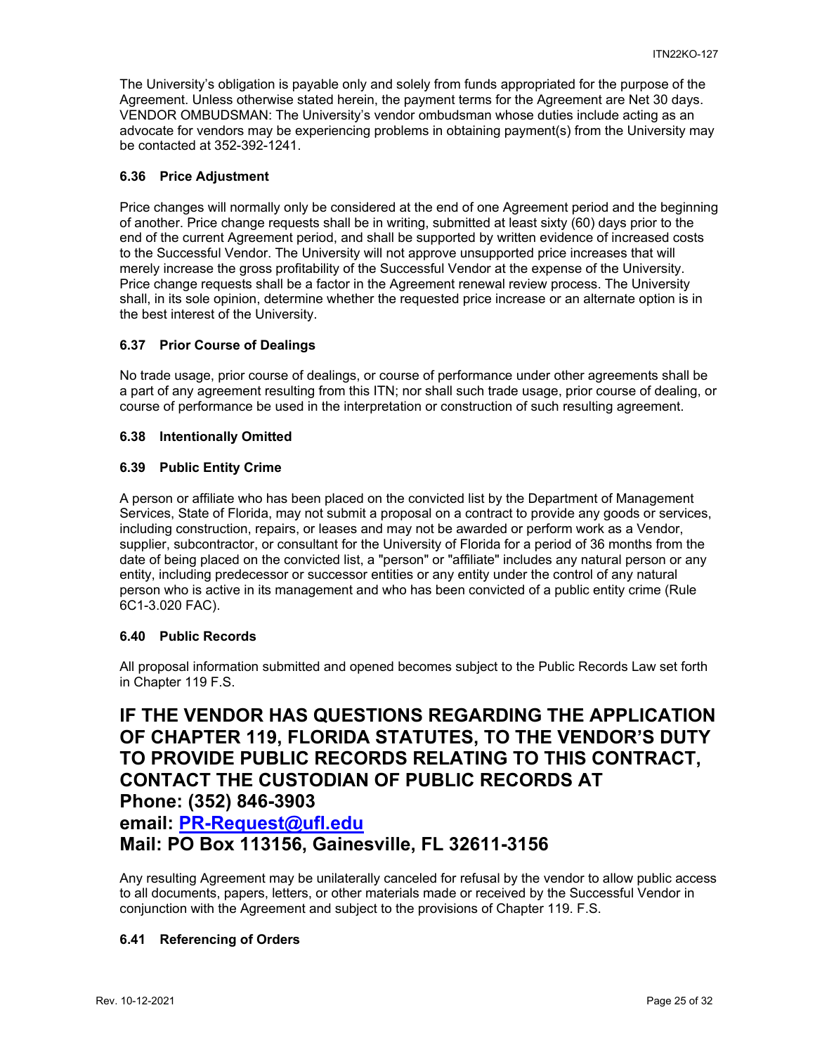The University's obligation is payable only and solely from funds appropriated for the purpose of the Agreement. Unless otherwise stated herein, the payment terms for the Agreement are Net 30 days. VENDOR OMBUDSMAN: The University's vendor ombudsman whose duties include acting as an advocate for vendors may be experiencing problems in obtaining payment(s) from the University may be contacted at 352-392-1241.

### 6.36 Price Adjustment

Price changes will normally only be considered at the end of one Agreement period and the beginning of another. Price change requests shall be in writing, submitted at least sixty (60) days prior to the end of the current Agreement period, and shall be supported by written evidence of increased costs to the Successful Vendor. The University will not approve unsupported price increases that will merely increase the gross profitability of the Successful Vendor at the expense of the University. Price change requests shall be a factor in the Agreement renewal review process. The University shall, in its sole opinion, determine whether the requested price increase or an alternate option is in the best interest of the University.

### 6.37 Prior Course of Dealings

No trade usage, prior course of dealings, or course of performance under other agreements shall be a part of any agreement resulting from this ITN; nor shall such trade usage, prior course of dealing, or course of performance be used in the interpretation or construction of such resulting agreement.

### 6.38 Intentionally Omitted

### 6.39 Public Entity Crime

A person or affiliate who has been placed on the convicted list by the Department of Management Services, State of Florida, may not submit a proposal on a contract to provide any goods or services, including construction, repairs, or leases and may not be awarded or perform work as a Vendor, supplier, subcontractor, or consultant for the University of Florida for a period of 36 months from the date of being placed on the convicted list, a "person" or "affiliate" includes any natural person or any entity, including predecessor or successor entities or any entity under the control of any natural person who is active in its management and who has been convicted of a public entity crime (Rule 6C1-3.020 FAC).

### 6.40 Public Records

All proposal information submitted and opened becomes subject to the Public Records Law set forth in Chapter 119 F.S.

**IF THE VENDOR HAS QUESTIONS REGARDING THE APPLICATION OF CHAPTER 119, FLORIDA STATUTES, TO THE VENDOR'S DUTY TO PROVIDE PUBLIC RECORDS RELATING TO THIS CONTRACT, CONTACT THE CUSTODIAN OF PUBLIC RECORDS AT**
**Phone: (352) 846-3903**
**email: [PR-Request@ufl.edu](mailto:PR-Request@ufl.edu)**
**Mail: PO Box 113156, Gainesville, FL 32611-3156**

Any resulting Agreement may be unilaterally canceled for refusal by the vendor to allow public access to all documents, papers, letters, or other materials made or received by the Successful Vendor in conjunction with the Agreement and subject to the provisions of Chapter 119. F.S.

### 6.41 Referencing of Orders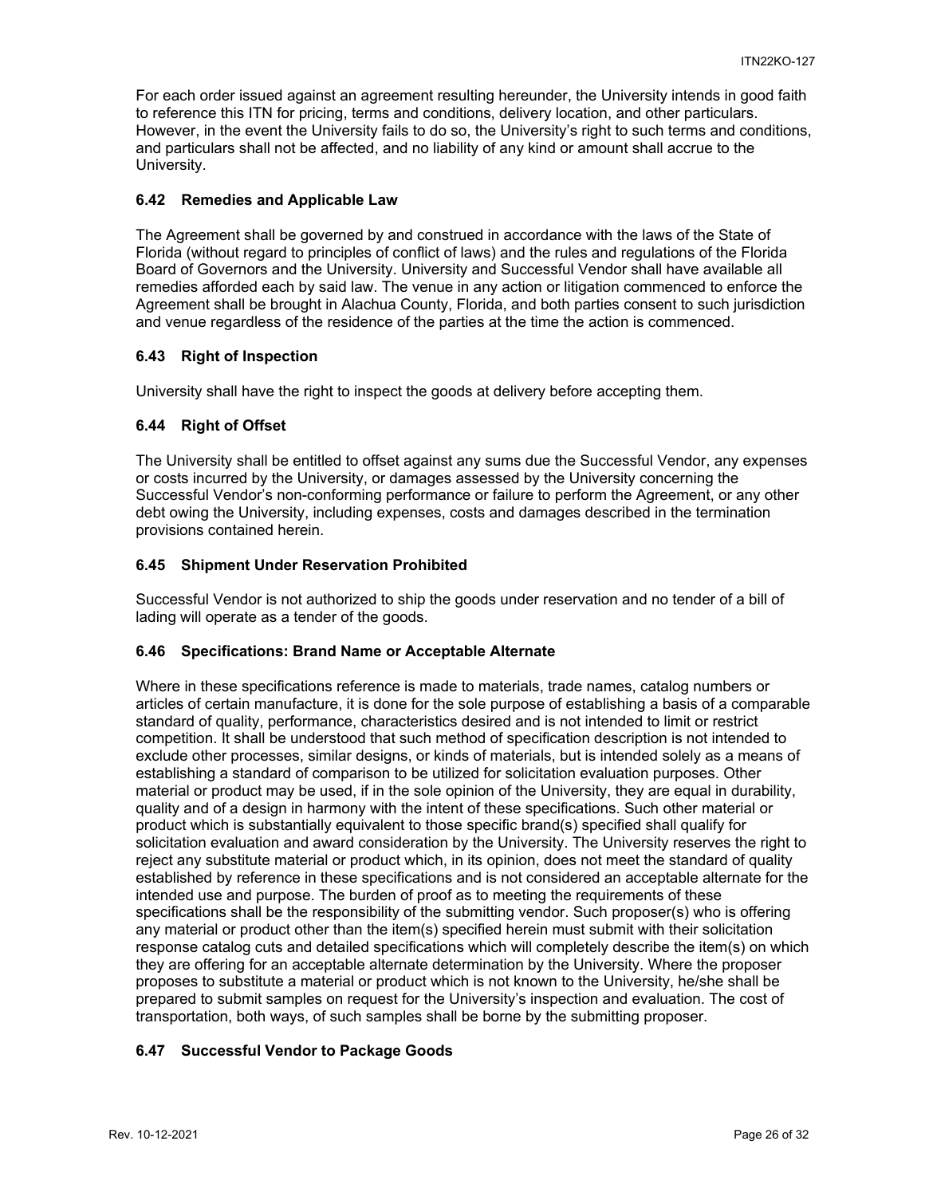For each order issued against an agreement resulting hereunder, the University intends in good faith to reference this ITN for pricing, terms and conditions, delivery location, and other particulars. However, in the event the University fails to do so, the University's right to such terms and conditions, and particulars shall not be affected, and no liability of any kind or amount shall accrue to the University.

### 6.42 Remedies and Applicable Law

The Agreement shall be governed by and construed in accordance with the laws of the State of Florida (without regard to principles of conflict of laws) and the rules and regulations of the Florida Board of Governors and the University. University and Successful Vendor shall have available all remedies afforded each by said law. The venue in any action or litigation commenced to enforce the Agreement shall be brought in Alachua County, Florida, and both parties consent to such jurisdiction and venue regardless of the residence of the parties at the time the action is commenced.

### 6.43 Right of Inspection

University shall have the right to inspect the goods at delivery before accepting them.

### 6.44 Right of Offset

The University shall be entitled to offset against any sums due the Successful Vendor, any expenses or costs incurred by the University, or damages assessed by the University concerning the Successful Vendor's non-conforming performance or failure to perform the Agreement, or any other debt owing the University, including expenses, costs and damages described in the termination provisions contained herein.

### 6.45 Shipment Under Reservation Prohibited

Successful Vendor is not authorized to ship the goods under reservation and no tender of a bill of lading will operate as a tender of the goods.

### 6.46 Specifications: Brand Name or Acceptable Alternate

Where in these specifications reference is made to materials, trade names, catalog numbers or articles of certain manufacture, it is done for the sole purpose of establishing a basis of a comparable standard of quality, performance, characteristics desired and is not intended to limit or restrict competition. It shall be understood that such method of specification description is not intended to exclude other processes, similar designs, or kinds of materials, but is intended solely as a means of establishing a standard of comparison to be utilized for solicitation evaluation purposes. Other material or product may be used, if in the sole opinion of the University, they are equal in durability, quality and of a design in harmony with the intent of these specifications. Such other material or product which is substantially equivalent to those specific brand(s) specified shall qualify for solicitation evaluation and award consideration by the University. The University reserves the right to reject any substitute material or product which, in its opinion, does not meet the standard of quality established by reference in these specifications and is not considered an acceptable alternate for the intended use and purpose. The burden of proof as to meeting the requirements of these specifications shall be the responsibility of the submitting vendor. Such proposer(s) who is offering any material or product other than the item(s) specified herein must submit with their solicitation response catalog cuts and detailed specifications which will completely describe the item(s) on which they are offering for an acceptable alternate determination by the University. Where the proposer proposes to substitute a material or product which is not known to the University, he/she shall be prepared to submit samples on request for the University's inspection and evaluation. The cost of transportation, both ways, of such samples shall be borne by the submitting proposer.

### 6.47 Successful Vendor to Package Goods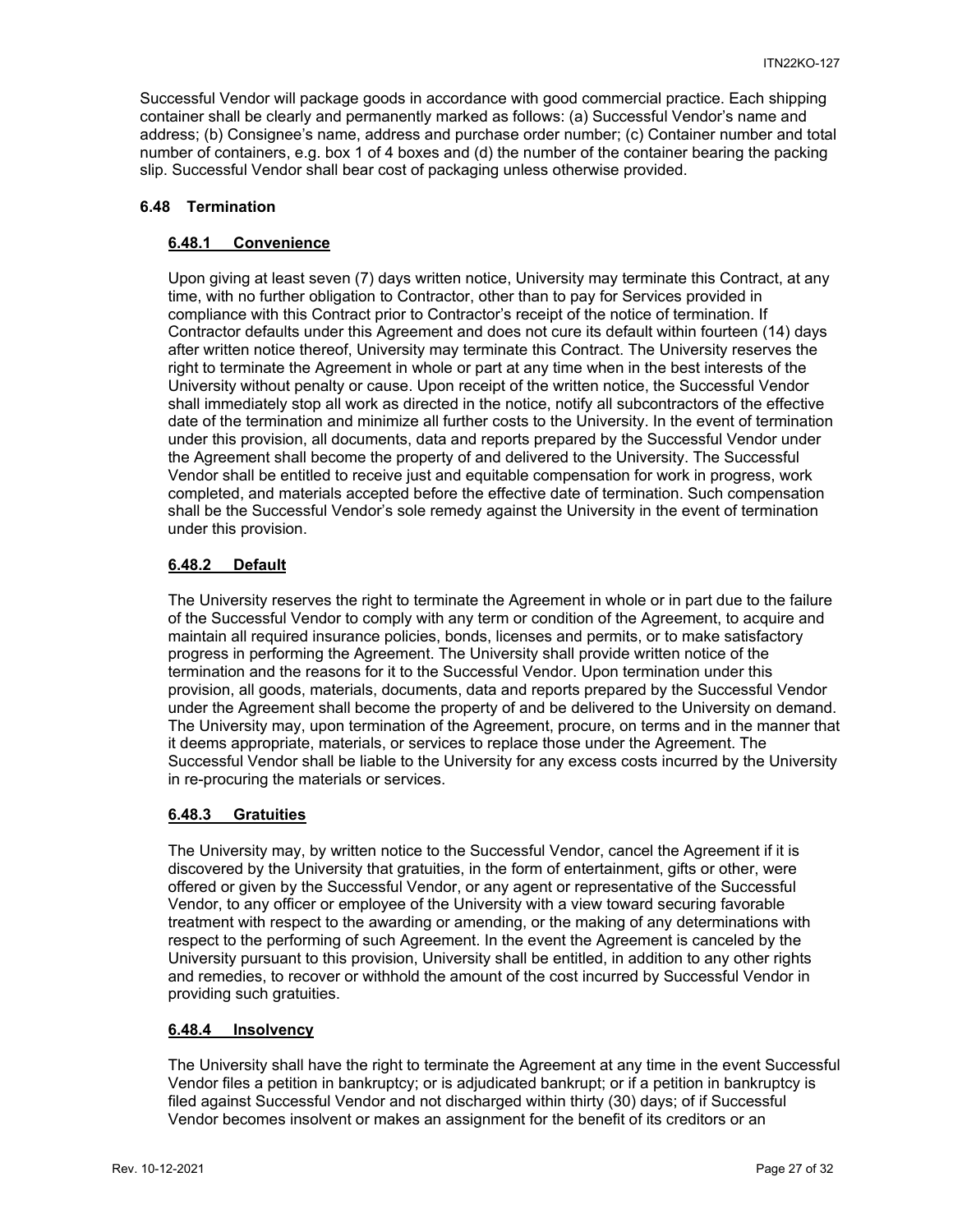Successful Vendor will package goods in accordance with good commercial practice. Each shipping container shall be clearly and permanently marked as follows: (a) Successful Vendor's name and address; (b) Consignee's name, address and purchase order number; (c) Container number and total number of containers, e.g. box 1 of 4 boxes and (d) the number of the container bearing the packing slip. Successful Vendor shall bear cost of packaging unless otherwise provided.

### 6.48 Termination

#### 6.48.1 Convenience

Upon giving at least seven (7) days written notice, University may terminate this Contract, at any time, with no further obligation to Contractor, other than to pay for Services provided in compliance with this Contract prior to Contractor's receipt of the notice of termination. If Contractor defaults under this Agreement and does not cure its default within fourteen (14) days after written notice thereof, University may terminate this Contract. The University reserves the right to terminate the Agreement in whole or part at any time when in the best interests of the University without penalty or cause. Upon receipt of the written notice, the Successful Vendor shall immediately stop all work as directed in the notice, notify all subcontractors of the effective date of the termination and minimize all further costs to the University. In the event of termination under this provision, all documents, data and reports prepared by the Successful Vendor under the Agreement shall become the property of and delivered to the University. The Successful Vendor shall be entitled to receive just and equitable compensation for work in progress, work completed, and materials accepted before the effective date of termination. Such compensation shall be the Successful Vendor's sole remedy against the University in the event of termination under this provision.

#### 6.48.2 Default

The University reserves the right to terminate the Agreement in whole or in part due to the failure of the Successful Vendor to comply with any term or condition of the Agreement, to acquire and maintain all required insurance policies, bonds, licenses and permits, or to make satisfactory progress in performing the Agreement. The University shall provide written notice of the termination and the reasons for it to the Successful Vendor. Upon termination under this provision, all goods, materials, documents, data and reports prepared by the Successful Vendor under the Agreement shall become the property of and be delivered to the University on demand. The University may, upon termination of the Agreement, procure, on terms and in the manner that it deems appropriate, materials, or services to replace those under the Agreement. The Successful Vendor shall be liable to the University for any excess costs incurred by the University in re-procuring the materials or services.

#### 6.48.3 Gratuities

The University may, by written notice to the Successful Vendor, cancel the Agreement if it is discovered by the University that gratuities, in the form of entertainment, gifts or other, were offered or given by the Successful Vendor, or any agent or representative of the Successful Vendor, to any officer or employee of the University with a view toward securing favorable treatment with respect to the awarding or amending, or the making of any determinations with respect to the performing of such Agreement. In the event the Agreement is canceled by the University pursuant to this provision, University shall be entitled, in addition to any other rights and remedies, to recover or withhold the amount of the cost incurred by Successful Vendor in providing such gratuities.

#### 6.48.4 Insolvency

The University shall have the right to terminate the Agreement at any time in the event Successful Vendor files a petition in bankruptcy; or is adjudicated bankrupt; or if a petition in bankruptcy is filed against Successful Vendor and not discharged within thirty (30) days; of if Successful Vendor becomes insolvent or makes an assignment for the benefit of its creditors or an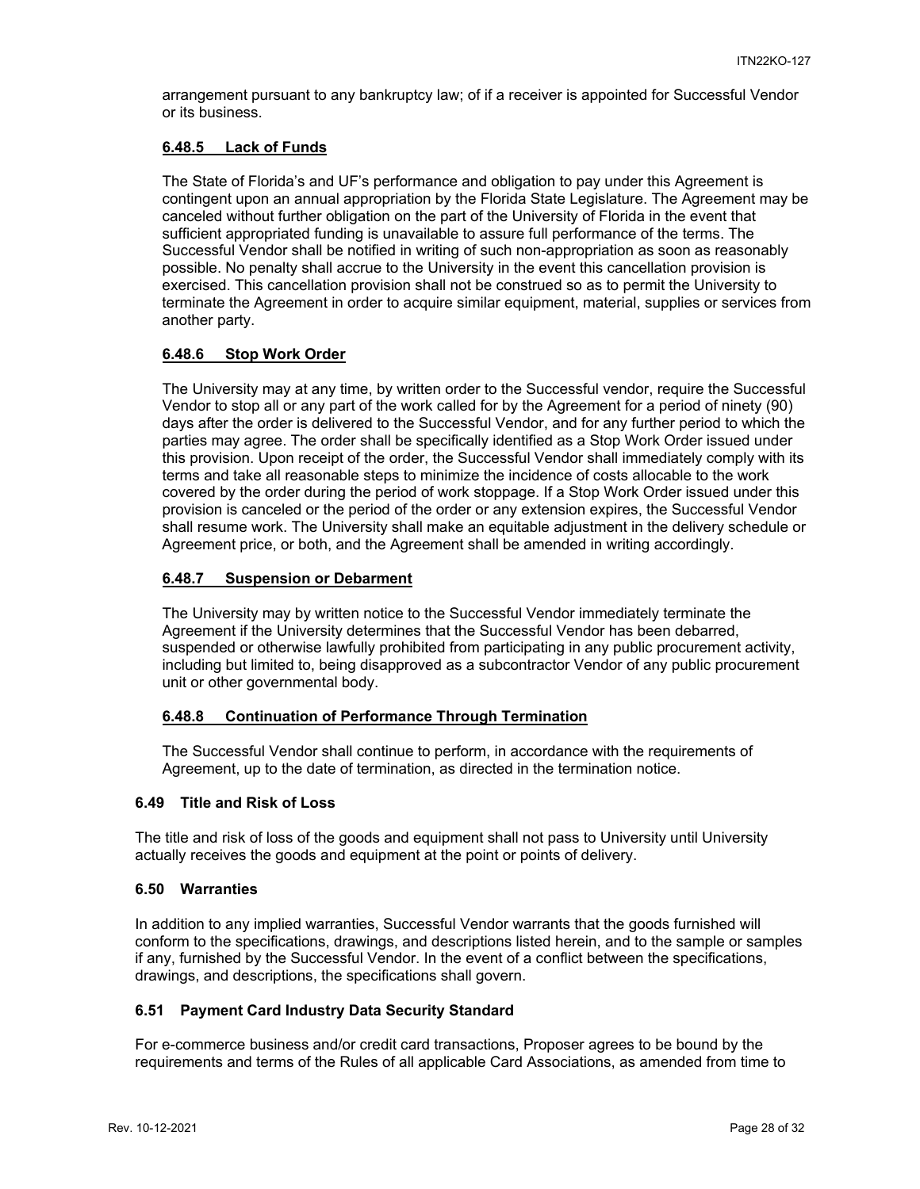arrangement pursuant to any bankruptcy law; of if a receiver is appointed for Successful Vendor or its business.

#### 6.48.5 Lack of Funds

The State of Florida's and UF's performance and obligation to pay under this Agreement is contingent upon an annual appropriation by the Florida State Legislature. The Agreement may be canceled without further obligation on the part of the University of Florida in the event that sufficient appropriated funding is unavailable to assure full performance of the terms. The Successful Vendor shall be notified in writing of such non-appropriation as soon as reasonably possible. No penalty shall accrue to the University in the event this cancellation provision is exercised. This cancellation provision shall not be construed so as to permit the University to terminate the Agreement in order to acquire similar equipment, material, supplies or services from another party.

#### 6.48.6 Stop Work Order

The University may at any time, by written order to the Successful vendor, require the Successful Vendor to stop all or any part of the work called for by the Agreement for a period of ninety (90) days after the order is delivered to the Successful Vendor, and for any further period to which the parties may agree. The order shall be specifically identified as a Stop Work Order issued under this provision. Upon receipt of the order, the Successful Vendor shall immediately comply with its terms and take all reasonable steps to minimize the incidence of costs allocable to the work covered by the order during the period of work stoppage. If a Stop Work Order issued under this provision is canceled or the period of the order or any extension expires, the Successful Vendor shall resume work. The University shall make an equitable adjustment in the delivery schedule or Agreement price, or both, and the Agreement shall be amended in writing accordingly.

#### 6.48.7 Suspension or Debarment

The University may by written notice to the Successful Vendor immediately terminate the Agreement if the University determines that the Successful Vendor has been debarred, suspended or otherwise lawfully prohibited from participating in any public procurement activity, including but limited to, being disapproved as a subcontractor Vendor of any public procurement unit or other governmental body.

#### 6.48.8 Continuation of Performance Through Termination

The Successful Vendor shall continue to perform, in accordance with the requirements of Agreement, up to the date of termination, as directed in the termination notice.

### 6.49 Title and Risk of Loss

The title and risk of loss of the goods and equipment shall not pass to University until University actually receives the goods and equipment at the point or points of delivery.

### 6.50 Warranties

In addition to any implied warranties, Successful Vendor warrants that the goods furnished will conform to the specifications, drawings, and descriptions listed herein, and to the sample or samples if any, furnished by the Successful Vendor. In the event of a conflict between the specifications, drawings, and descriptions, the specifications shall govern.

### 6.51 Payment Card Industry Data Security Standard

For e-commerce business and/or credit card transactions, Proposer agrees to be bound by the requirements and terms of the Rules of all applicable Card Associations, as amended from time to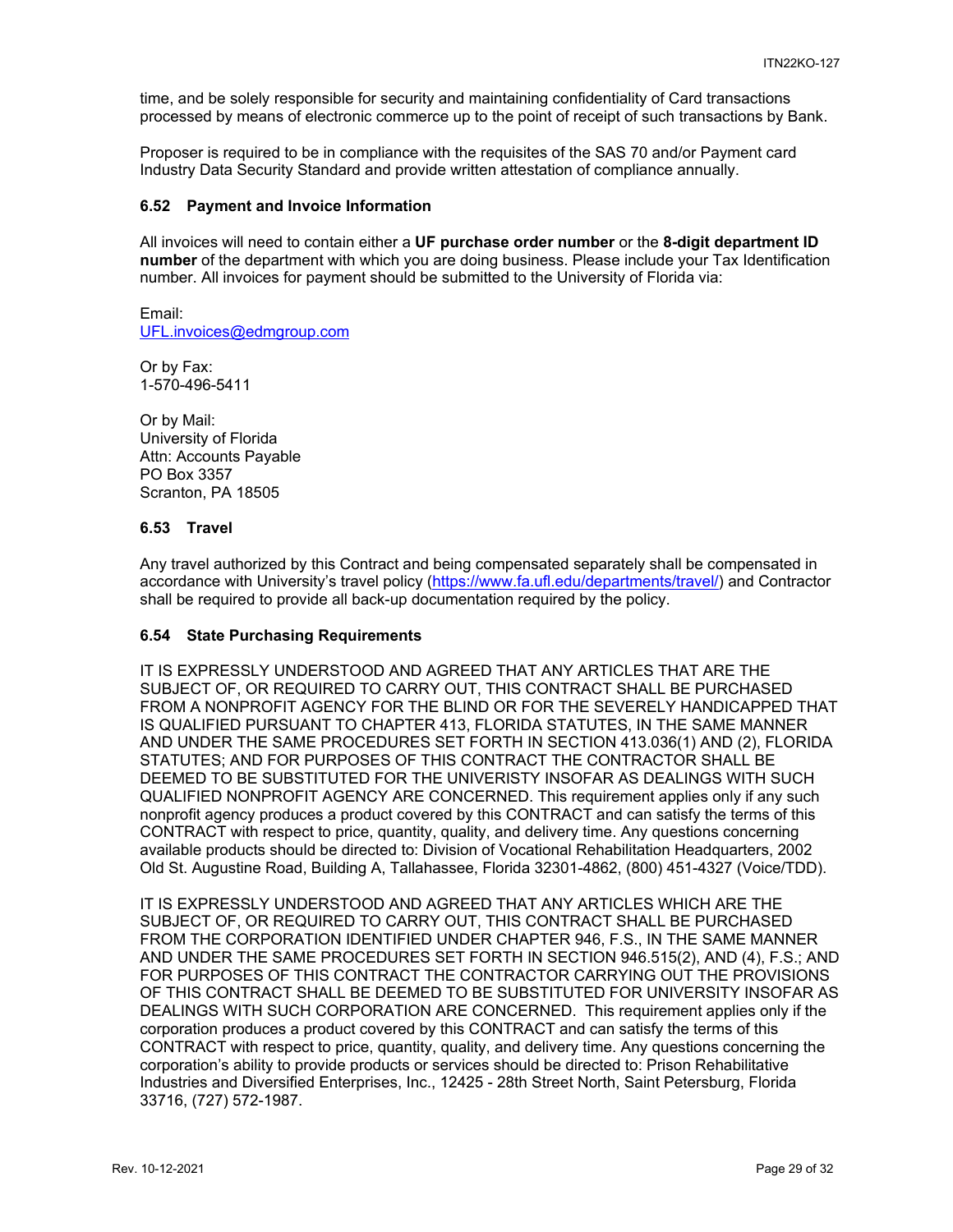time, and be solely responsible for security and maintaining confidentiality of Card transactions processed by means of electronic commerce up to the point of receipt of such transactions by Bank.

Proposer is required to be in compliance with the requisites of the SAS 70 and/or Payment card Industry Data Security Standard and provide written attestation of compliance annually.

### 6.52 Payment and Invoice Information

All invoices will need to contain either a **UF purchase order number** or the **8-digit department ID number** of the department with which you are doing business. Please include your Tax Identification number. All invoices for payment should be submitted to the University of Florida via:

Email:
UFL.invoices@edmgroup.com

Or by Fax:
1-570-496-5411

Or by Mail:
University of Florida
Attn: Accounts Payable
PO Box 3357
Scranton, PA 18505

### 6.53 Travel

Any travel authorized by this Contract and being compensated separately shall be compensated in accordance with University's travel policy (https://www.fa.ufl.edu/departments/travel/) and Contractor shall be required to provide all back-up documentation required by the policy.

### 6.54 State Purchasing Requirements

IT IS EXPRESSLY UNDERSTOOD AND AGREED THAT ANY ARTICLES THAT ARE THE SUBJECT OF, OR REQUIRED TO CARRY OUT, THIS CONTRACT SHALL BE PURCHASED FROM A NONPROFIT AGENCY FOR THE BLIND OR FOR THE SEVERELY HANDICAPPED THAT IS QUALIFIED PURSUANT TO CHAPTER 413, FLORIDA STATUTES, IN THE SAME MANNER AND UNDER THE SAME PROCEDURES SET FORTH IN SECTION 413.036(1) AND (2), FLORIDA STATUTES; AND FOR PURPOSES OF THIS CONTRACT THE CONTRACTOR SHALL BE DEEMED TO BE SUBSTITUTED FOR THE UNIVERISTY INSOFAR AS DEALINGS WITH SUCH QUALIFIED NONPROFIT AGENCY ARE CONCERNED. This requirement applies only if any such nonprofit agency produces a product covered by this CONTRACT and can satisfy the terms of this CONTRACT with respect to price, quantity, quality, and delivery time. Any questions concerning available products should be directed to: Division of Vocational Rehabilitation Headquarters, 2002 Old St. Augustine Road, Building A, Tallahassee, Florida 32301-4862, (800) 451-4327 (Voice/TDD).

IT IS EXPRESSLY UNDERSTOOD AND AGREED THAT ANY ARTICLES WHICH ARE THE SUBJECT OF, OR REQUIRED TO CARRY OUT, THIS CONTRACT SHALL BE PURCHASED FROM THE CORPORATION IDENTIFIED UNDER CHAPTER 946, F.S., IN THE SAME MANNER AND UNDER THE SAME PROCEDURES SET FORTH IN SECTION 946.515(2), AND (4), F.S.; AND FOR PURPOSES OF THIS CONTRACT THE CONTRACTOR CARRYING OUT THE PROVISIONS OF THIS CONTRACT SHALL BE DEEMED TO BE SUBSTITUTED FOR UNIVERSITY INSOFAR AS DEALINGS WITH SUCH CORPORATION ARE CONCERNED. This requirement applies only if the corporation produces a product covered by this CONTRACT and can satisfy the terms of this CONTRACT with respect to price, quantity, quality, and delivery time. Any questions concerning the corporation's ability to provide products or services should be directed to: Prison Rehabilitative Industries and Diversified Enterprises, Inc., 12425 - 28th Street North, Saint Petersburg, Florida 33716, (727) 572-1987.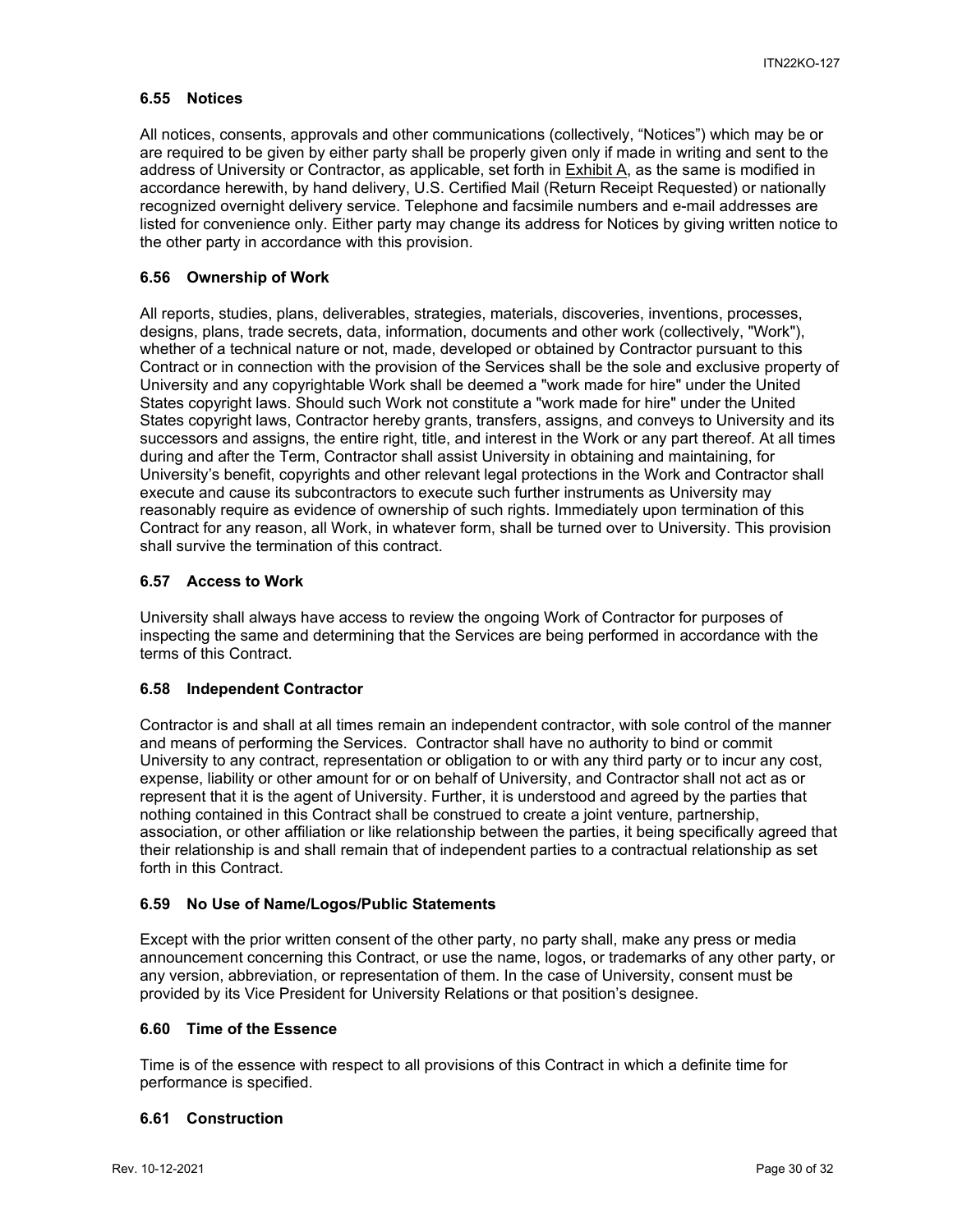### 6.55 Notices

All notices, consents, approvals and other communications (collectively, "Notices") which may be or are required to be given by either party shall be properly given only if made in writing and sent to the address of University or Contractor, as applicable, set forth in Exhibit A, as the same is modified in accordance herewith, by hand delivery, U.S. Certified Mail (Return Receipt Requested) or nationally recognized overnight delivery service. Telephone and facsimile numbers and e-mail addresses are listed for convenience only. Either party may change its address for Notices by giving written notice to the other party in accordance with this provision.

### 6.56 Ownership of Work

All reports, studies, plans, deliverables, strategies, materials, discoveries, inventions, processes, designs, plans, trade secrets, data, information, documents and other work (collectively, "Work"), whether of a technical nature or not, made, developed or obtained by Contractor pursuant to this Contract or in connection with the provision of the Services shall be the sole and exclusive property of University and any copyrightable Work shall be deemed a "work made for hire" under the United States copyright laws. Should such Work not constitute a "work made for hire" under the United States copyright laws, Contractor hereby grants, transfers, assigns, and conveys to University and its successors and assigns, the entire right, title, and interest in the Work or any part thereof. At all times during and after the Term, Contractor shall assist University in obtaining and maintaining, for University's benefit, copyrights and other relevant legal protections in the Work and Contractor shall execute and cause its subcontractors to execute such further instruments as University may reasonably require as evidence of ownership of such rights. Immediately upon termination of this Contract for any reason, all Work, in whatever form, shall be turned over to University. This provision shall survive the termination of this contract.

### 6.57 Access to Work

University shall always have access to review the ongoing Work of Contractor for purposes of inspecting the same and determining that the Services are being performed in accordance with the terms of this Contract.

### 6.58 Independent Contractor

Contractor is and shall at all times remain an independent contractor, with sole control of the manner and means of performing the Services. Contractor shall have no authority to bind or commit University to any contract, representation or obligation to or with any third party or to incur any cost, expense, liability or other amount for or on behalf of University, and Contractor shall not act as or represent that it is the agent of University. Further, it is understood and agreed by the parties that nothing contained in this Contract shall be construed to create a joint venture, partnership, association, or other affiliation or like relationship between the parties, it being specifically agreed that their relationship is and shall remain that of independent parties to a contractual relationship as set forth in this Contract.

### 6.59 No Use of Name/Logos/Public Statements

Except with the prior written consent of the other party, no party shall, make any press or media announcement concerning this Contract, or use the name, logos, or trademarks of any other party, or any version, abbreviation, or representation of them. In the case of University, consent must be provided by its Vice President for University Relations or that position's designee.

### 6.60 Time of the Essence

Time is of the essence with respect to all provisions of this Contract in which a definite time for performance is specified.

### 6.61 Construction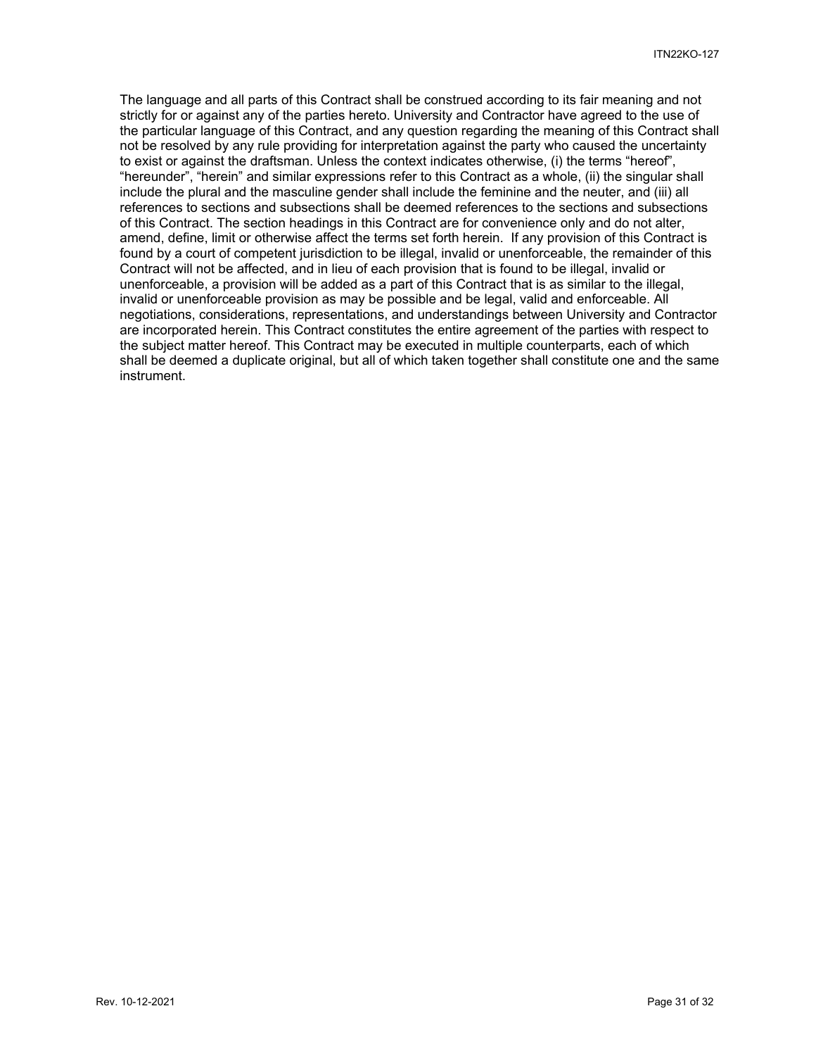The language and all parts of this Contract shall be construed according to its fair meaning and not strictly for or against any of the parties hereto. University and Contractor have agreed to the use of the particular language of this Contract, and any question regarding the meaning of this Contract shall not be resolved by any rule providing for interpretation against the party who caused the uncertainty to exist or against the draftsman. Unless the context indicates otherwise, (i) the terms "hereof", "hereunder", "herein" and similar expressions refer to this Contract as a whole, (ii) the singular shall include the plural and the masculine gender shall include the feminine and the neuter, and (iii) all references to sections and subsections shall be deemed references to the sections and subsections of this Contract. The section headings in this Contract are for convenience only and do not alter, amend, define, limit or otherwise affect the terms set forth herein. If any provision of this Contract is found by a court of competent jurisdiction to be illegal, invalid or unenforceable, the remainder of this Contract will not be affected, and in lieu of each provision that is found to be illegal, invalid or unenforceable, a provision will be added as a part of this Contract that is as similar to the illegal, invalid or unenforceable provision as may be possible and be legal, valid and enforceable. All negotiations, considerations, representations, and understandings between University and Contractor are incorporated herein. This Contract constitutes the entire agreement of the parties with respect to the subject matter hereof. This Contract may be executed in multiple counterparts, each of which shall be deemed a duplicate original, but all of which taken together shall constitute one and the same instrument.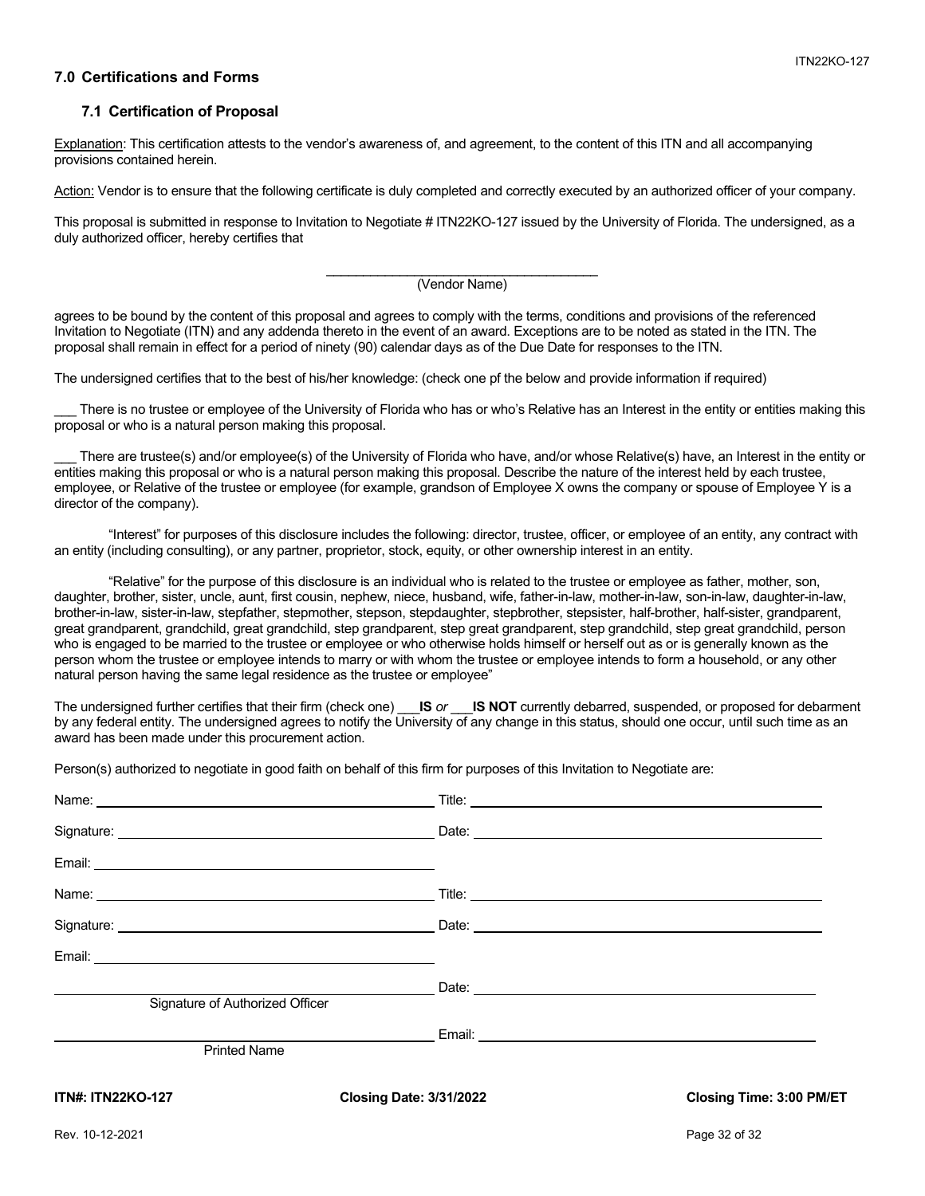## 7.0 Certifications and Forms

### 7.1 Certification of Proposal

Explanation: This certification attests to the vendor's awareness of, and agreement, to the content of this ITN and all accompanying provisions contained herein.

Action: Vendor is to ensure that the following certificate is duly completed and correctly executed by an authorized officer of your company.

This proposal is submitted in response to Invitation to Negotiate # ITN22KO-127 issued by the University of Florida. The undersigned, as a duly authorized officer, hereby certifies that

_______________________________________
(Vendor Name)

agrees to be bound by the content of this proposal and agrees to comply with the terms, conditions and provisions of the referenced Invitation to Negotiate (ITN) and any addenda thereto in the event of an award. Exceptions are to be noted as stated in the ITN. The proposal shall remain in effect for a period of ninety (90) calendar days as of the Due Date for responses to the ITN.

The undersigned certifies that to the best of his/her knowledge: (check one pf the below and provide information if required)

___ There is no trustee or employee of the University of Florida who has or who's Relative has an Interest in the entity or entities making this proposal or who is a natural person making this proposal.

___ There are trustee(s) and/or employee(s) of the University of Florida who have, and/or whose Relative(s) have, an Interest in the entity or entities making this proposal or who is a natural person making this proposal. Describe the nature of the interest held by each trustee, employee, or Relative of the trustee or employee (for example, grandson of Employee X owns the company or spouse of Employee Y is a director of the company).

"Interest" for purposes of this disclosure includes the following: director, trustee, officer, or employee of an entity, any contract with an entity (including consulting), or any partner, proprietor, stock, equity, or other ownership interest in an entity.

"Relative" for the purpose of this disclosure is an individual who is related to the trustee or employee as father, mother, son, daughter, brother, sister, uncle, aunt, first cousin, nephew, niece, husband, wife, father-in-law, mother-in-law, son-in-law, daughter-in-law, brother-in-law, sister-in-law, stepfather, stepmother, stepson, stepdaughter, stepbrother, stepsister, half-brother, half-sister, grandparent, great grandparent, grandchild, great grandchild, step grandparent, step great grandparent, step grandchild, step great grandchild, person who is engaged to be married to the trustee or employee or who otherwise holds himself or herself out as or is generally known as the person whom the trustee or employee intends to marry or with whom the trustee or employee intends to form a household, or any other natural person having the same legal residence as the trustee or employee"

The undersigned further certifies that their firm (check one) ___**IS** *or* ___**IS NOT** currently debarred, suspended, or proposed for debarment by any federal entity. The undersigned agrees to notify the University of any change in this status, should one occur, until such time as an award has been made under this procurement action.

Person(s) authorized to negotiate in good faith on behalf of this firm for purposes of this Invitation to Negotiate are:

Name: ______________________________ Title: ______________________________

Signature: ______________________________ Date: ______________________________

Email: ______________________________

Name: ______________________________ Title: ______________________________

Signature: ______________________________ Date: ______________________________

Email: ______________________________

______________________________ Date: ______________________________
Signature of Authorized Officer

______________________________ Email: ______________________________
Printed Name

**ITN#: ITN22KO-127** **Closing Date: 3/31/2022** **Closing Time: 3:00 PM/ET**